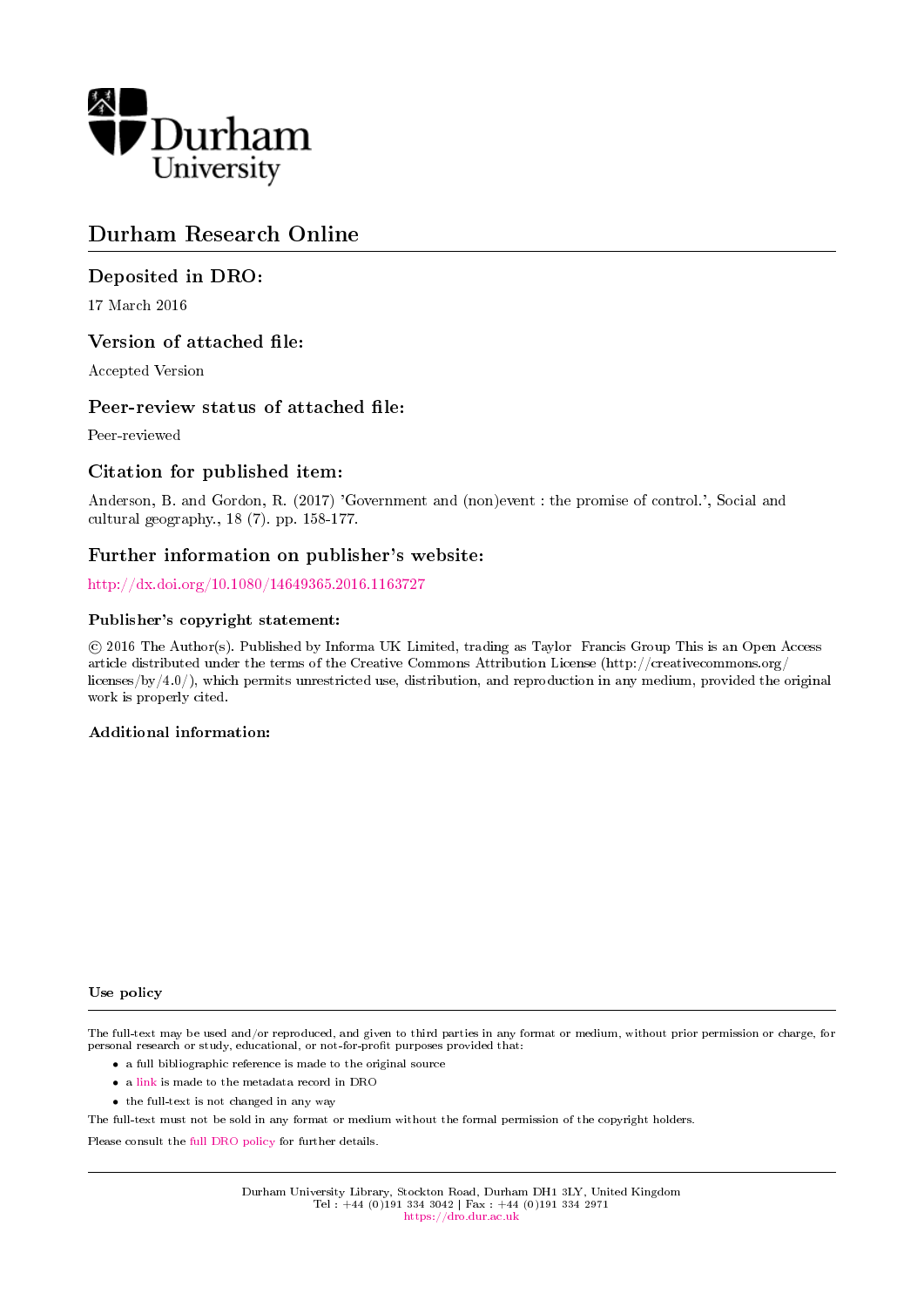Durham University

# Durham Research Online

## Deposited in DRO:

17 March 2016

## Version of attached file:

Accepted Version

## Peer-review status of attached file:

Peer-reviewed

## Citation for published item:

Anderson, B. and Gordon, R. (2017) 'Government and (non)event : the promise of control.', Social and cultural geography., 18 (7). pp. 158-177.

## Further information on publisher's website:

http://dx.doi.org/10.1080/14649365.2016.1163727

### Publisher's copyright statement:

© 2016 The Author(s). Published by Informa UK Limited, trading as Taylor Francis Group This is an Open Access article distributed under the terms of the Creative Commons Attribution License (http://creativecommons.org/licenses/by/4.0/), which permits unrestricted use, distribution, and reproduction in any medium, provided the original work is properly cited.

### Additional information:

### Use policy

The full-text may be used and/or reproduced, and given to third parties in any format or medium, without prior permission or charge, for personal research or study, educational, or not-for-profit purposes provided that:

- a full bibliographic reference is made to the original source
- a link is made to the metadata record in DRO
- the full-text is not changed in any way

The full-text must not be sold in any format or medium without the formal permission of the copyright holders.

Please consult the full DRO policy for further details.

Durham University Library, Stockton Road, Durham DH1 3LY, United Kingdom
Tel : +44 (0)191 334 3042 | Fax : +44 (0)191 334 2971
https://dro.dur.ac.uk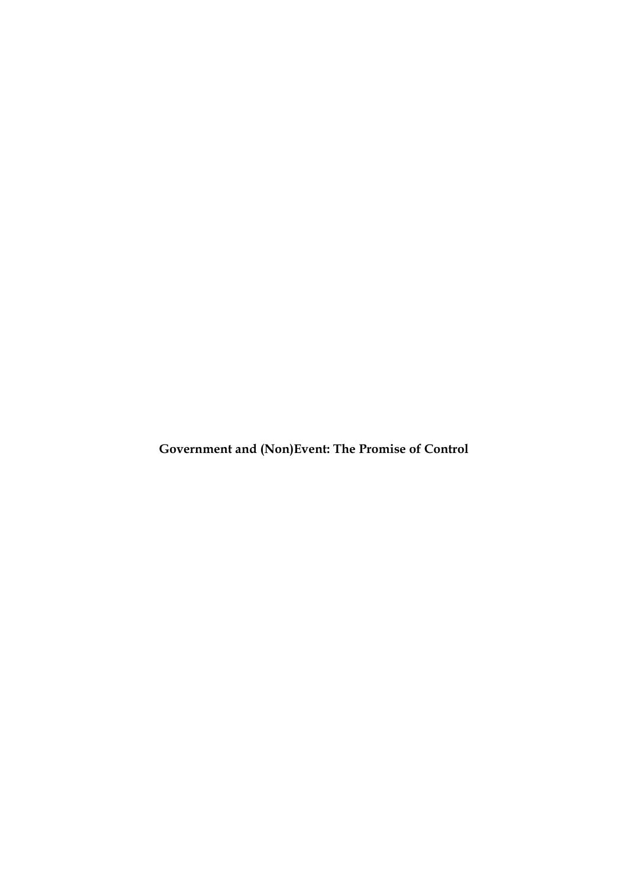**Government and (Non)Event: The Promise of Control**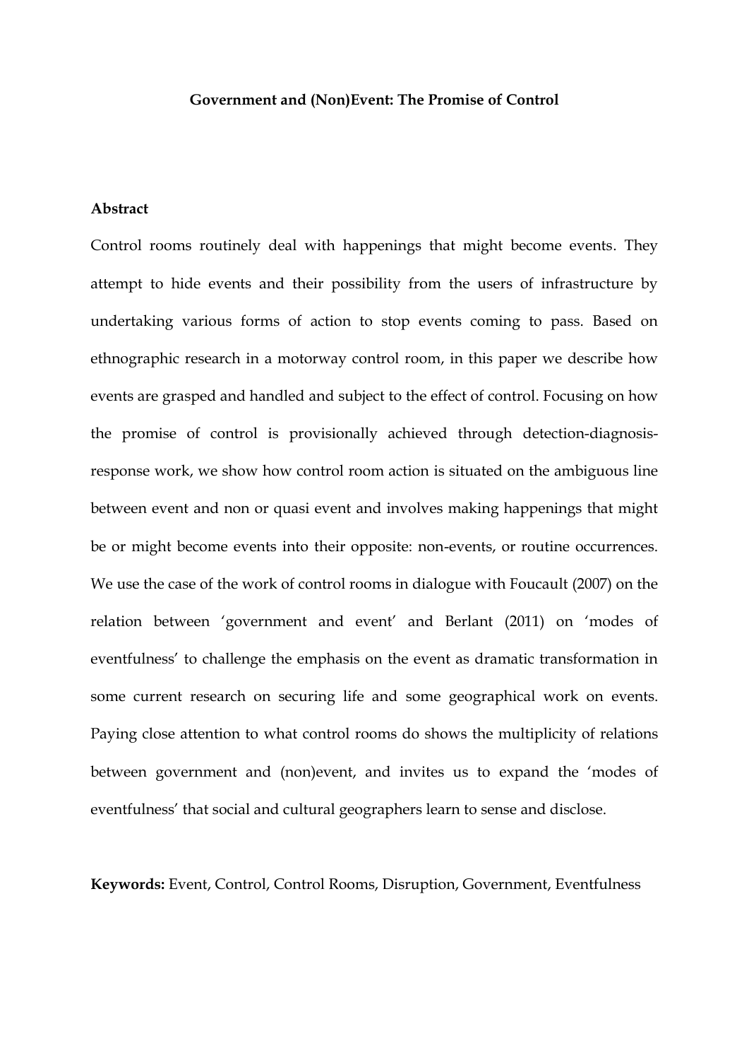**Government and (Non)Event: The Promise of Control**

**Abstract**

Control rooms routinely deal with happenings that might become events. They attempt to hide events and their possibility from the users of infrastructure by undertaking various forms of action to stop events coming to pass. Based on ethnographic research in a motorway control room, in this paper we describe how events are grasped and handled and subject to the effect of control. Focusing on how the promise of control is provisionally achieved through detection-diagnosis-response work, we show how control room action is situated on the ambiguous line between event and non or quasi event and involves making happenings that might be or might become events into their opposite: non-events, or routine occurrences. We use the case of the work of control rooms in dialogue with Foucault (2007) on the relation between 'government and event' and Berlant (2011) on 'modes of eventfulness' to challenge the emphasis on the event as dramatic transformation in some current research on securing life and some geographical work on events. Paying close attention to what control rooms do shows the multiplicity of relations between government and (non)event, and invites us to expand the 'modes of eventfulness' that social and cultural geographers learn to sense and disclose.

**Keywords:** Event, Control, Control Rooms, Disruption, Government, Eventfulness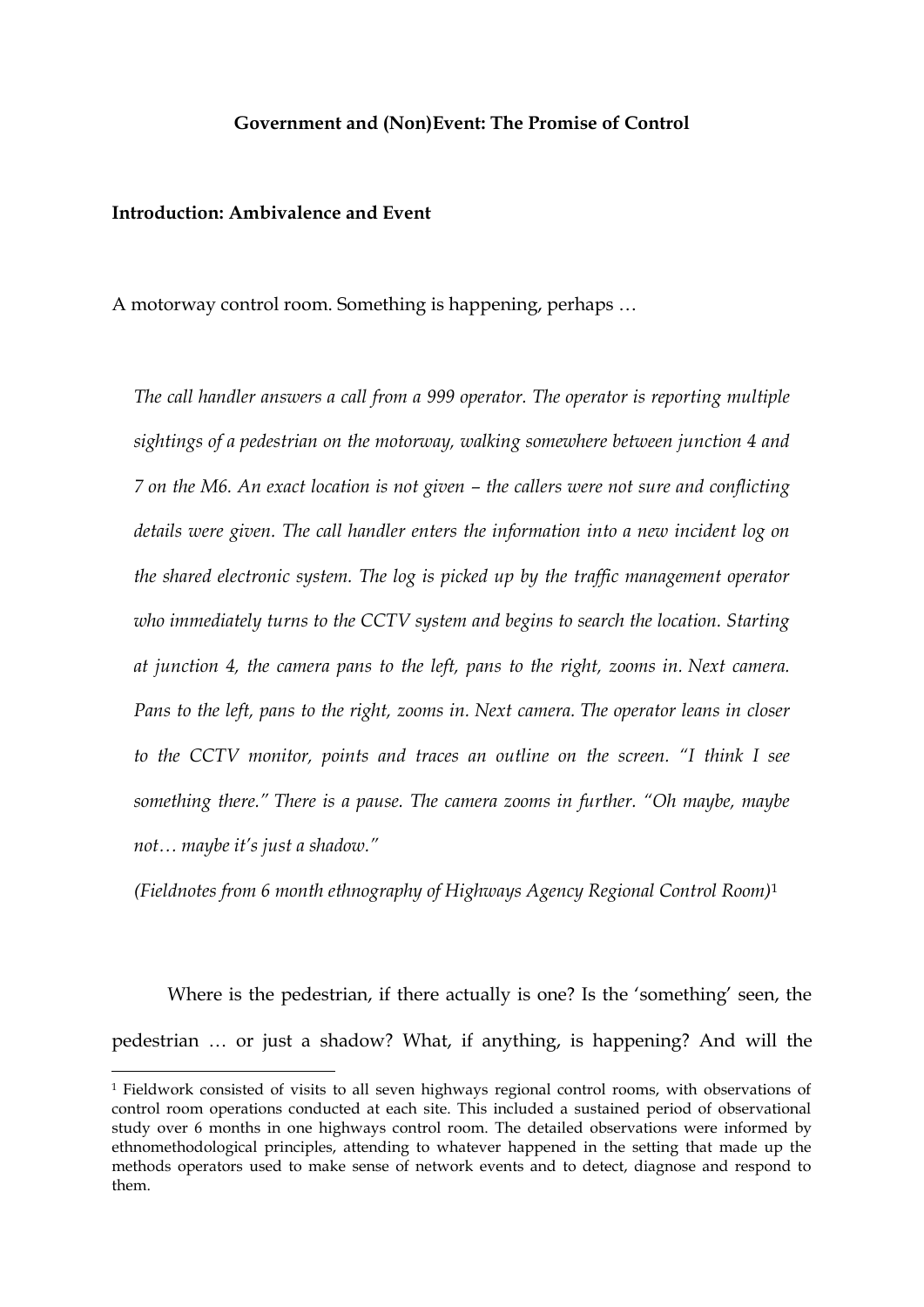**Government and (Non)Event: The Promise of Control**

**Introduction: Ambivalence and Event**

A motorway control room. Something is happening, perhaps …

> *The call handler answers a call from a 999 operator. The operator is reporting multiple sightings of a pedestrian on the motorway, walking somewhere between junction 4 and 7 on the M6. An exact location is not given – the callers were not sure and conflicting details were given. The call handler enters the information into a new incident log on the shared electronic system. The log is picked up by the traffic management operator who immediately turns to the CCTV system and begins to search the location. Starting at junction 4, the camera pans to the left, pans to the right, zooms in. Next camera. Pans to the left, pans to the right, zooms in. Next camera. The operator leans in closer to the CCTV monitor, points and traces an outline on the screen. "I think I see something there." There is a pause. The camera zooms in further. "Oh maybe, maybe not… maybe it's just a shadow."*
>
> *(Fieldnotes from 6 month ethnography of Highways Agency Regional Control Room)*[1]

Where is the pedestrian, if there actually is one? Is the 'something' seen, the pedestrian … or just a shadow? What, if anything, is happening? And will the

[1] Fieldwork consisted of visits to all seven highways regional control rooms, with observations of control room operations conducted at each site. This included a sustained period of observational study over 6 months in one highways control room. The detailed observations were informed by ethnomethodological principles, attending to whatever happened in the setting that made up the methods operators used to make sense of network events and to detect, diagnose and respond to them.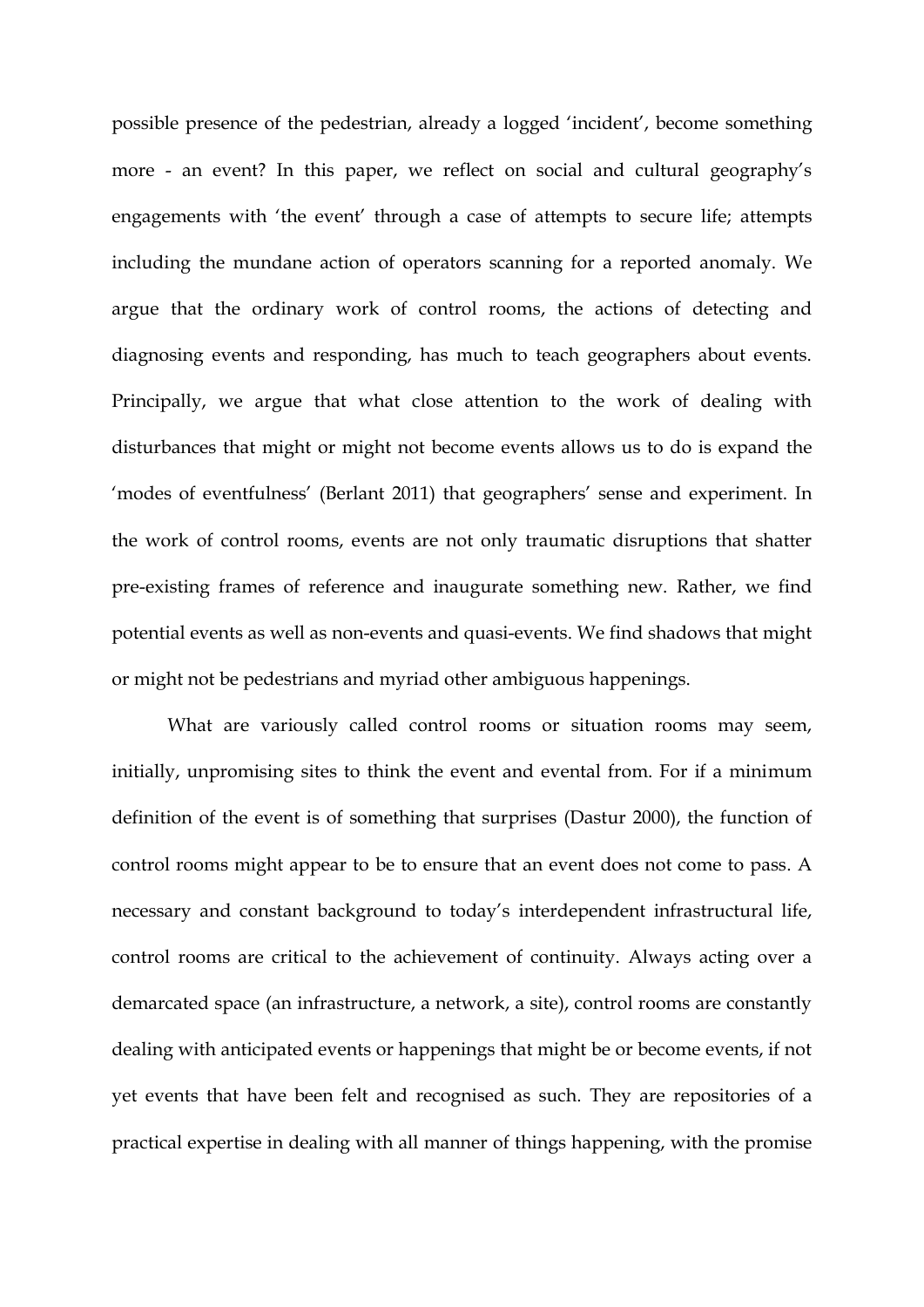possible presence of the pedestrian, already a logged 'incident', become something more - an event? In this paper, we reflect on social and cultural geography's engagements with 'the event' through a case of attempts to secure life; attempts including the mundane action of operators scanning for a reported anomaly. We argue that the ordinary work of control rooms, the actions of detecting and diagnosing events and responding, has much to teach geographers about events. Principally, we argue that what close attention to the work of dealing with disturbances that might or might not become events allows us to do is expand the 'modes of eventfulness' (Berlant 2011) that geographers' sense and experiment. In the work of control rooms, events are not only traumatic disruptions that shatter pre-existing frames of reference and inaugurate something new. Rather, we find potential events as well as non-events and quasi-events. We find shadows that might or might not be pedestrians and myriad other ambiguous happenings.

What are variously called control rooms or situation rooms may seem, initially, unpromising sites to think the event and evental from. For if a minimum definition of the event is of something that surprises (Dastur 2000), the function of control rooms might appear to be to ensure that an event does not come to pass. A necessary and constant background to today's interdependent infrastructural life, control rooms are critical to the achievement of continuity. Always acting over a demarcated space (an infrastructure, a network, a site), control rooms are constantly dealing with anticipated events or happenings that might be or become events, if not yet events that have been felt and recognised as such. They are repositories of a practical expertise in dealing with all manner of things happening, with the promise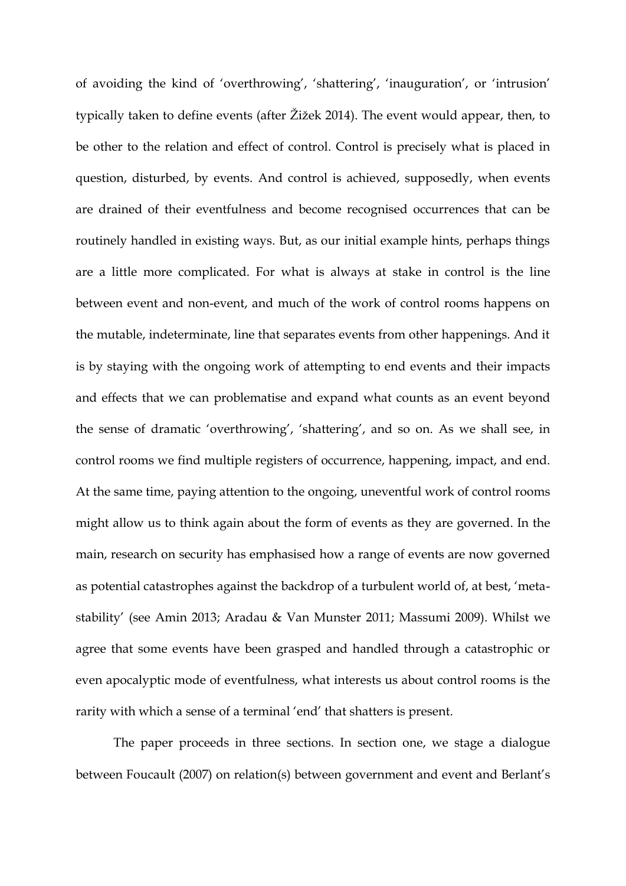of avoiding the kind of 'overthrowing', 'shattering', 'inauguration', or 'intrusion' typically taken to define events (after Žižek 2014). The event would appear, then, to be other to the relation and effect of control. Control is precisely what is placed in question, disturbed, by events. And control is achieved, supposedly, when events are drained of their eventfulness and become recognised occurrences that can be routinely handled in existing ways. But, as our initial example hints, perhaps things are a little more complicated. For what is always at stake in control is the line between event and non-event, and much of the work of control rooms happens on the mutable, indeterminate, line that separates events from other happenings. And it is by staying with the ongoing work of attempting to end events and their impacts and effects that we can problematise and expand what counts as an event beyond the sense of dramatic 'overthrowing', 'shattering', and so on. As we shall see, in control rooms we find multiple registers of occurrence, happening, impact, and end. At the same time, paying attention to the ongoing, uneventful work of control rooms might allow us to think again about the form of events as they are governed. In the main, research on security has emphasised how a range of events are now governed as potential catastrophes against the backdrop of a turbulent world of, at best, 'meta-stability' (see Amin 2013; Aradau & Van Munster 2011; Massumi 2009). Whilst we agree that some events have been grasped and handled through a catastrophic or even apocalyptic mode of eventfulness, what interests us about control rooms is the rarity with which a sense of a terminal 'end' that shatters is present.

The paper proceeds in three sections. In section one, we stage a dialogue between Foucault (2007) on relation(s) between government and event and Berlant's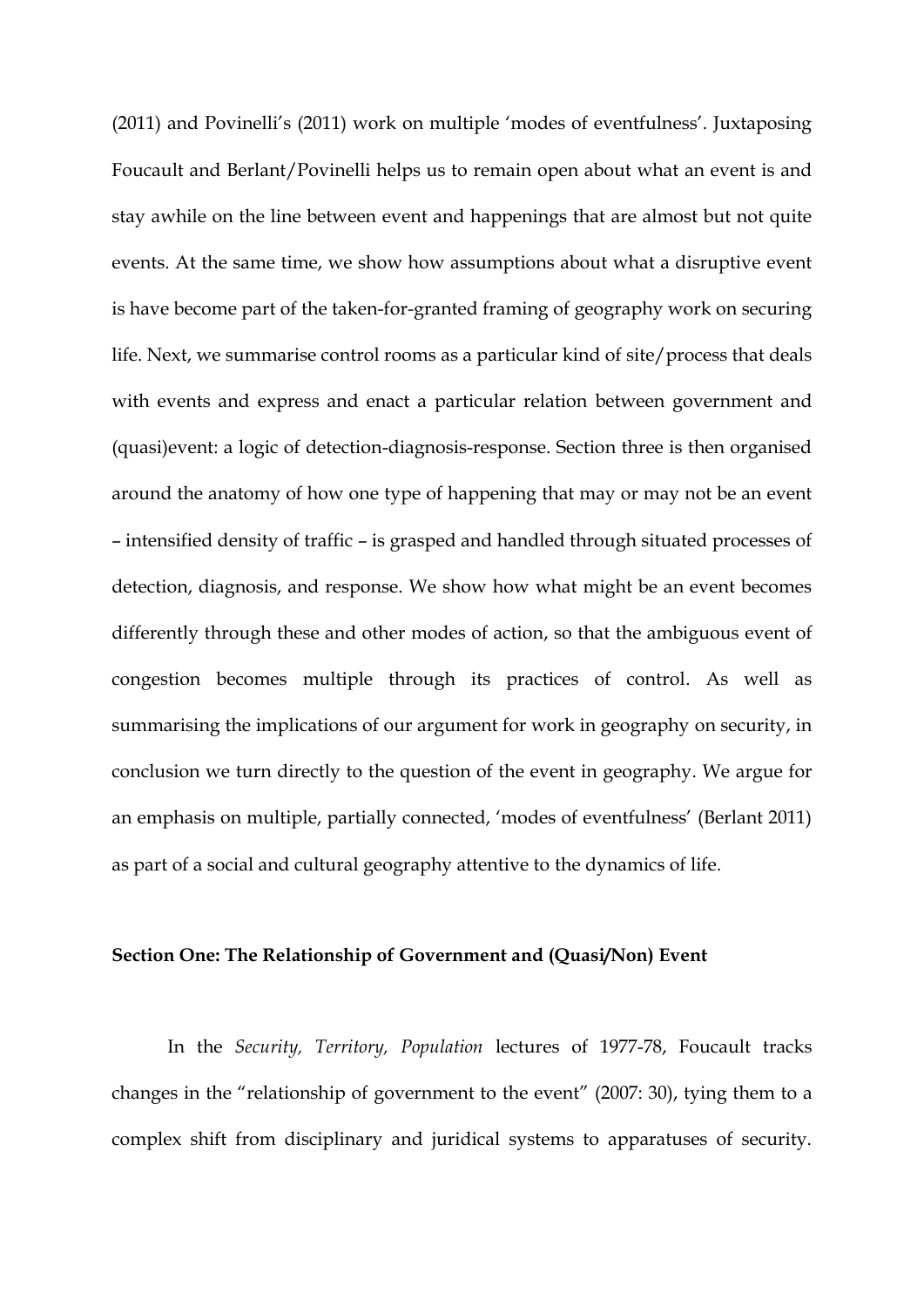(2011) and Povinelli's (2011) work on multiple 'modes of eventfulness'. Juxtaposing Foucault and Berlant/Povinelli helps us to remain open about what an event is and stay awhile on the line between event and happenings that are almost but not quite events. At the same time, we show how assumptions about what a disruptive event is have become part of the taken-for-granted framing of geography work on securing life. Next, we summarise control rooms as a particular kind of site/process that deals with events and express and enact a particular relation between government and (quasi)event: a logic of detection-diagnosis-response. Section three is then organised around the anatomy of how one type of happening that may or may not be an event – intensified density of traffic – is grasped and handled through situated processes of detection, diagnosis, and response. We show how what might be an event becomes differently through these and other modes of action, so that the ambiguous event of congestion becomes multiple through its practices of control. As well as summarising the implications of our argument for work in geography on security, in conclusion we turn directly to the question of the event in geography. We argue for an emphasis on multiple, partially connected, 'modes of eventfulness' (Berlant 2011) as part of a social and cultural geography attentive to the dynamics of life.

## Section One: The Relationship of Government and (Quasi/Non) Event

In the *Security, Territory, Population* lectures of 1977-78, Foucault tracks changes in the "relationship of government to the event" (2007: 30), tying them to a complex shift from disciplinary and juridical systems to apparatuses of security.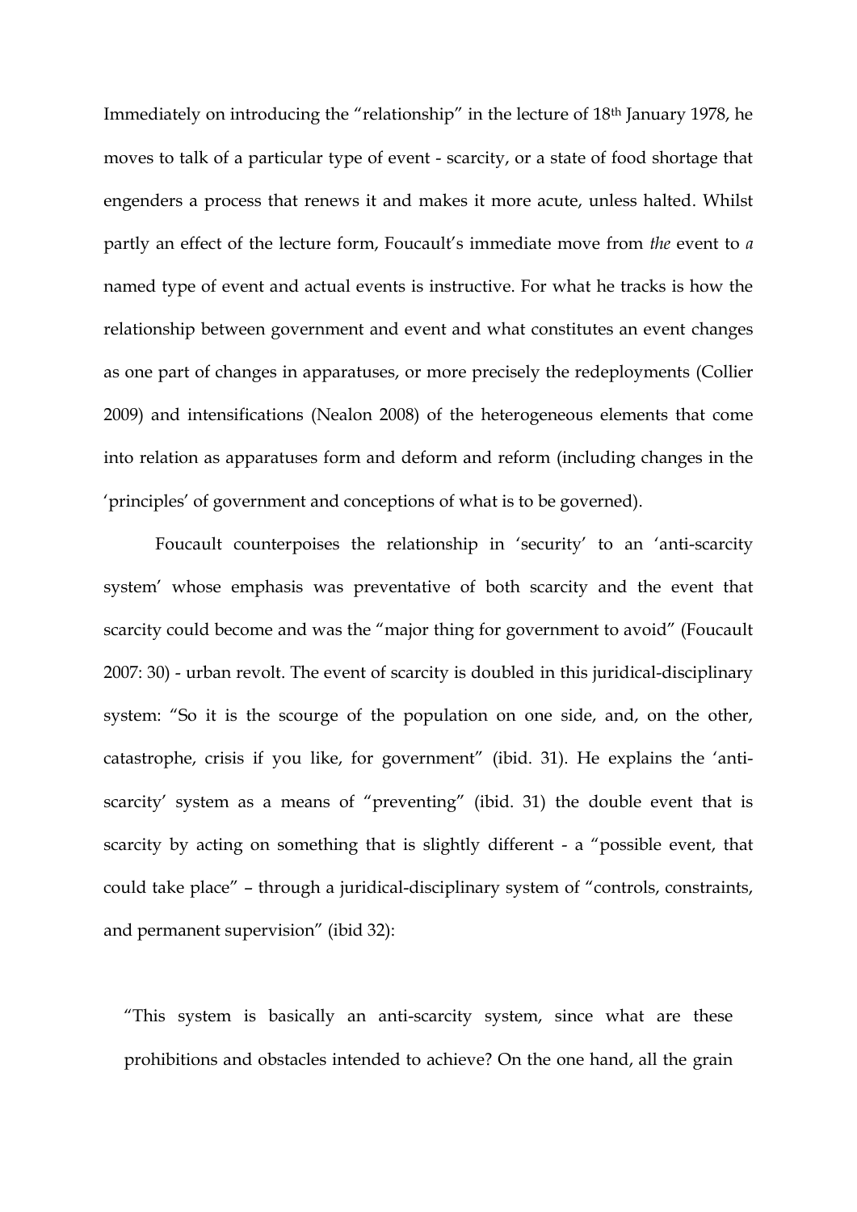Immediately on introducing the "relationship" in the lecture of 18th January 1978, he moves to talk of a particular type of event - scarcity, or a state of food shortage that engenders a process that renews it and makes it more acute, unless halted. Whilst partly an effect of the lecture form, Foucault's immediate move from *the* event to *a* named type of event and actual events is instructive. For what he tracks is how the relationship between government and event and what constitutes an event changes as one part of changes in apparatuses, or more precisely the redeployments (Collier 2009) and intensifications (Nealon 2008) of the heterogeneous elements that come into relation as apparatuses form and deform and reform (including changes in the 'principles' of government and conceptions of what is to be governed).

Foucault counterpoises the relationship in 'security' to an 'anti-scarcity system' whose emphasis was preventative of both scarcity and the event that scarcity could become and was the "major thing for government to avoid" (Foucault 2007: 30) - urban revolt. The event of scarcity is doubled in this juridical-disciplinary system: "So it is the scourge of the population on one side, and, on the other, catastrophe, crisis if you like, for government" (ibid. 31). He explains the 'anti-scarcity' system as a means of "preventing" (ibid. 31) the double event that is scarcity by acting on something that is slightly different - a "possible event, that could take place" – through a juridical-disciplinary system of "controls, constraints, and permanent supervision" (ibid 32):

> "This system is basically an anti-scarcity system, since what are these prohibitions and obstacles intended to achieve? On the one hand, all the grain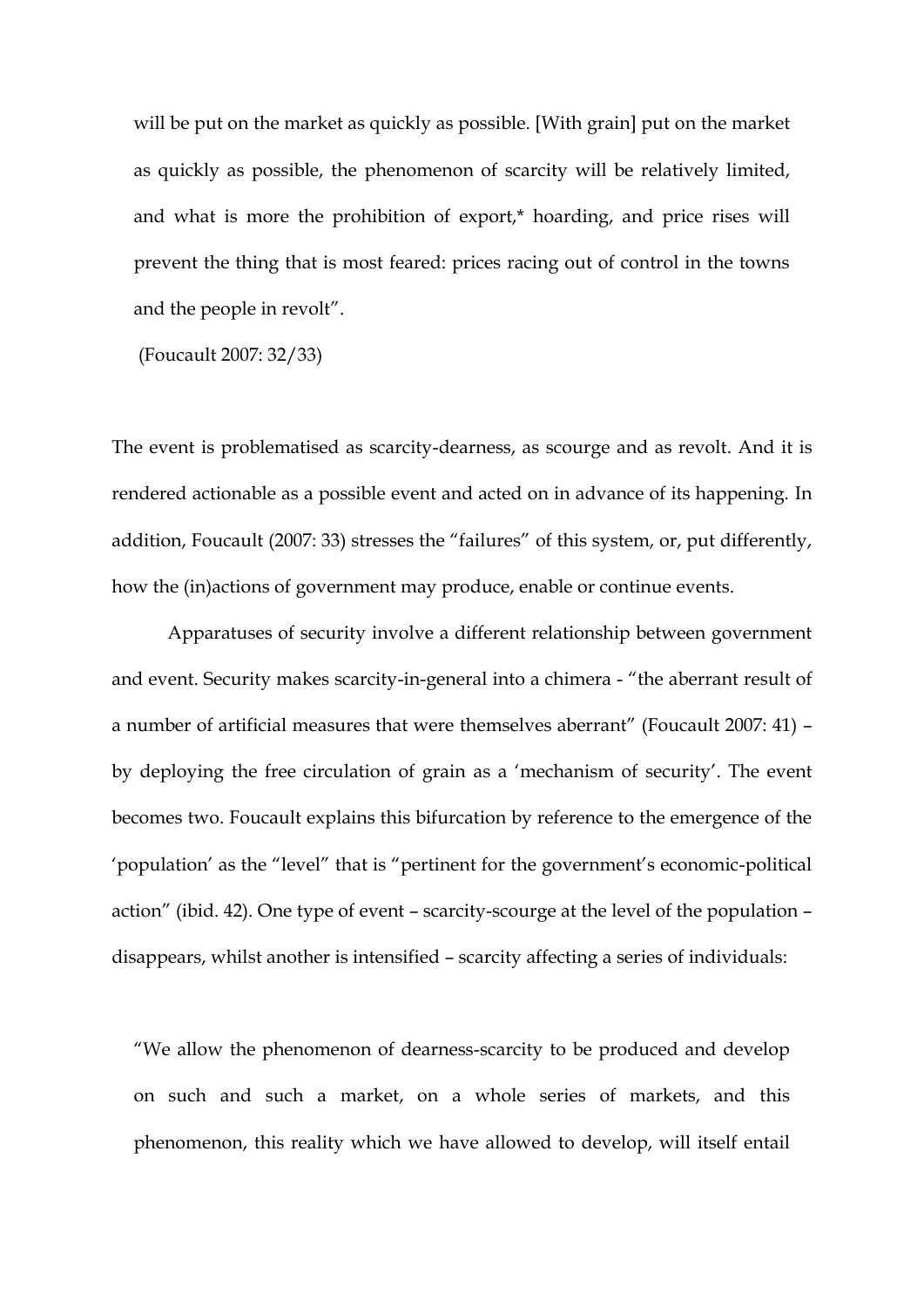> will be put on the market as quickly as possible. [With grain] put on the market as quickly as possible, the phenomenon of scarcity will be relatively limited, and what is more the prohibition of export,* hoarding, and price rises will prevent the thing that is most feared: prices racing out of control in the towns and the people in revolt".
>
> (Foucault 2007: 32/33)

The event is problematised as scarcity-dearness, as scourge and as revolt. And it is rendered actionable as a possible event and acted on in advance of its happening. In addition, Foucault (2007: 33) stresses the "failures" of this system, or, put differently, how the (in)actions of government may produce, enable or continue events.

Apparatuses of security involve a different relationship between government and event. Security makes scarcity-in-general into a chimera - "the aberrant result of a number of artificial measures that were themselves aberrant" (Foucault 2007: 41) – by deploying the free circulation of grain as a 'mechanism of security'. The event becomes two. Foucault explains this bifurcation by reference to the emergence of the 'population' as the "level" that is "pertinent for the government's economic-political action" (ibid. 42). One type of event – scarcity-scourge at the level of the population – disappears, whilst another is intensified – scarcity affecting a series of individuals:

> "We allow the phenomenon of dearness-scarcity to be produced and develop on such and such a market, on a whole series of markets, and this phenomenon, this reality which we have allowed to develop, will itself entail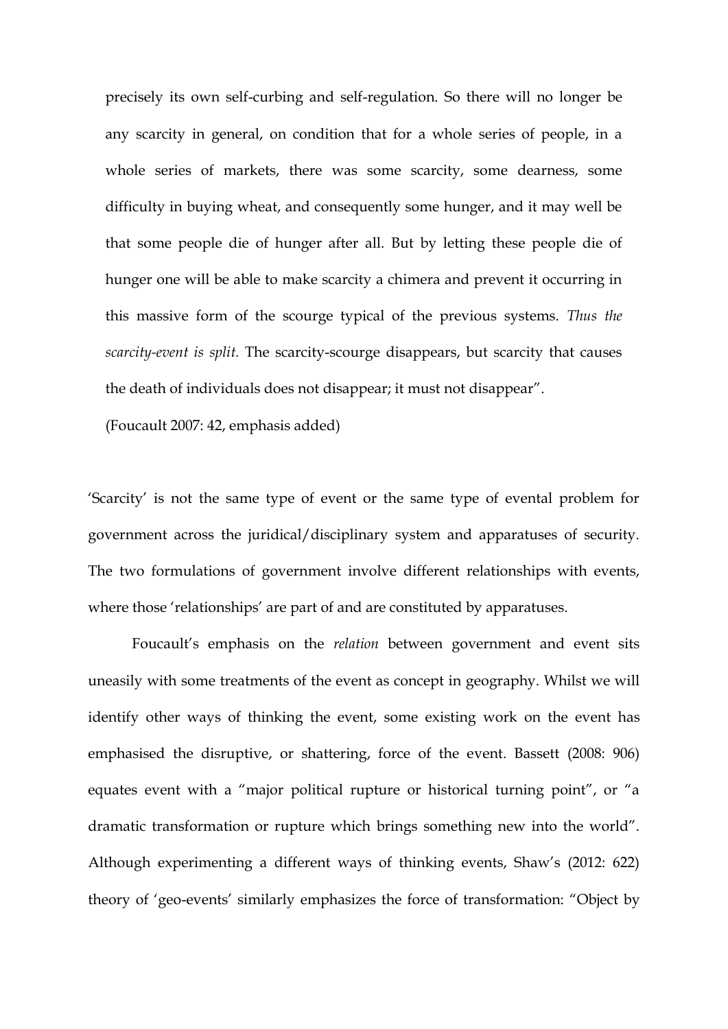precisely its own self-curbing and self-regulation. So there will no longer be any scarcity in general, on condition that for a whole series of people, in a whole series of markets, there was some scarcity, some dearness, some difficulty in buying wheat, and consequently some hunger, and it may well be that some people die of hunger after all. But by letting these people die of hunger one will be able to make scarcity a chimera and prevent it occurring in this massive form of the scourge typical of the previous systems. *Thus the scarcity-event is split.* The scarcity-scourge disappears, but scarcity that causes the death of individuals does not disappear; it must not disappear".

(Foucault 2007: 42, emphasis added)

'Scarcity' is not the same type of event or the same type of evental problem for government across the juridical/disciplinary system and apparatuses of security. The two formulations of government involve different relationships with events, where those 'relationships' are part of and are constituted by apparatuses.

Foucault's emphasis on the *relation* between government and event sits uneasily with some treatments of the event as concept in geography. Whilst we will identify other ways of thinking the event, some existing work on the event has emphasised the disruptive, or shattering, force of the event. Bassett (2008: 906) equates event with a "major political rupture or historical turning point", or "a dramatic transformation or rupture which brings something new into the world". Although experimenting a different ways of thinking events, Shaw's (2012: 622) theory of 'geo-events' similarly emphasizes the force of transformation: "Object by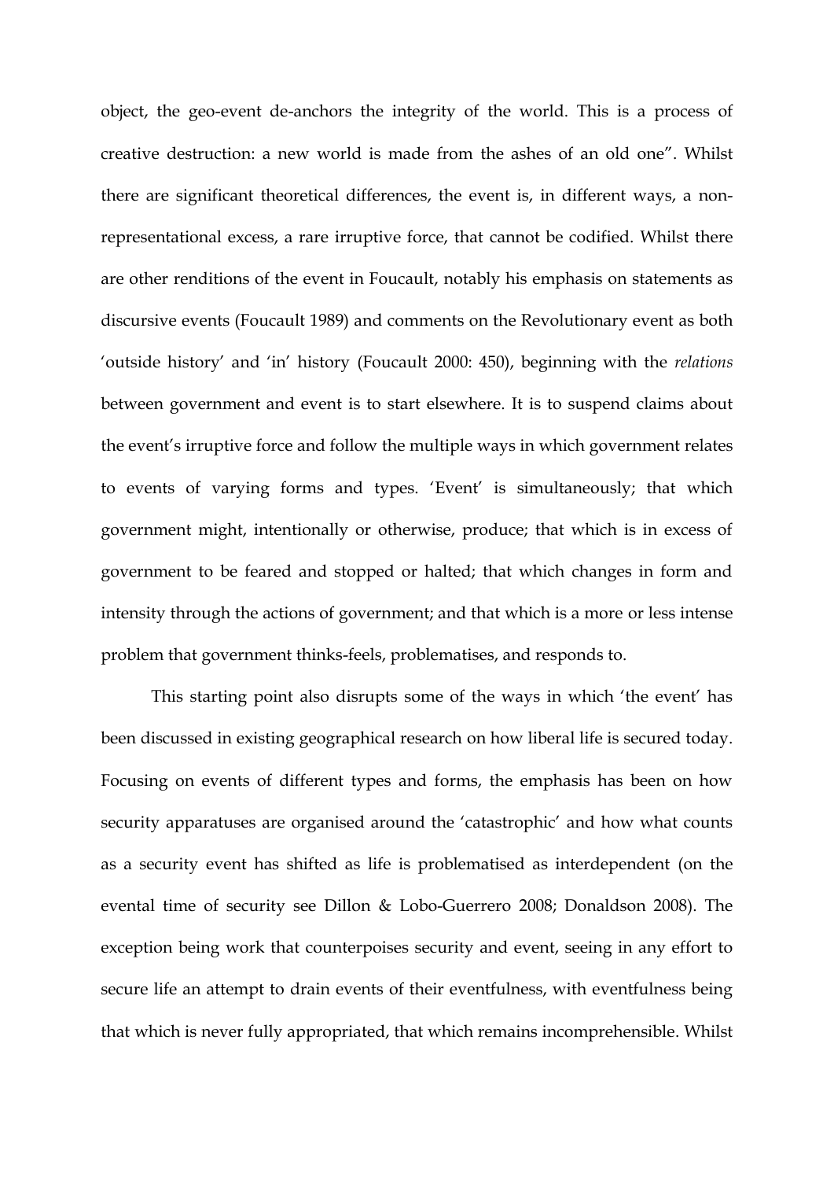object, the geo-event de-anchors the integrity of the world. This is a process of creative destruction: a new world is made from the ashes of an old one". Whilst there are significant theoretical differences, the event is, in different ways, a non-representational excess, a rare irruptive force, that cannot be codified. Whilst there are other renditions of the event in Foucault, notably his emphasis on statements as discursive events (Foucault 1989) and comments on the Revolutionary event as both 'outside history' and 'in' history (Foucault 2000: 450), beginning with the *relations* between government and event is to start elsewhere. It is to suspend claims about the event's irruptive force and follow the multiple ways in which government relates to events of varying forms and types. 'Event' is simultaneously; that which government might, intentionally or otherwise, produce; that which is in excess of government to be feared and stopped or halted; that which changes in form and intensity through the actions of government; and that which is a more or less intense problem that government thinks-feels, problematises, and responds to.

This starting point also disrupts some of the ways in which 'the event' has been discussed in existing geographical research on how liberal life is secured today. Focusing on events of different types and forms, the emphasis has been on how security apparatuses are organised around the 'catastrophic' and how what counts as a security event has shifted as life is problematised as interdependent (on the evental time of security see Dillon & Lobo-Guerrero 2008; Donaldson 2008). The exception being work that counterpoises security and event, seeing in any effort to secure life an attempt to drain events of their eventfulness, with eventfulness being that which is never fully appropriated, that which remains incomprehensible. Whilst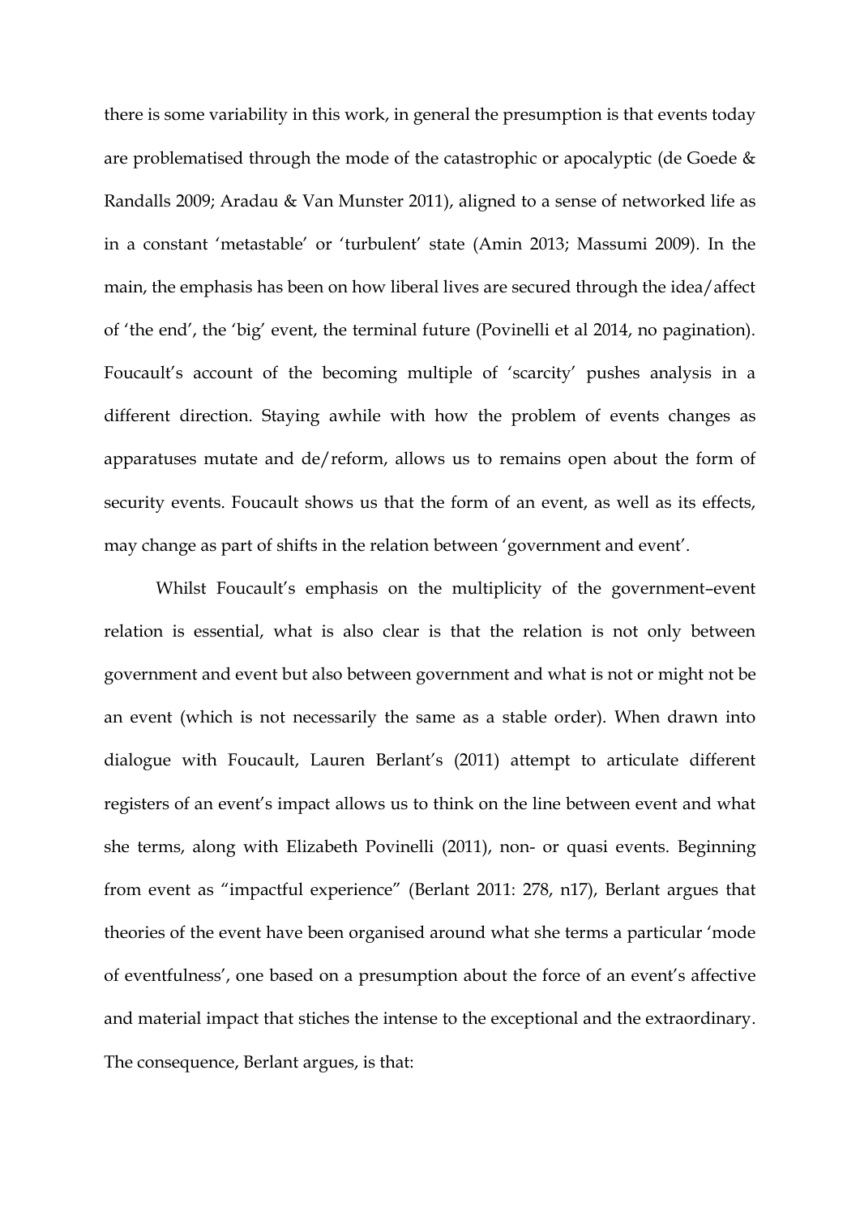there is some variability in this work, in general the presumption is that events today are problematised through the mode of the catastrophic or apocalyptic (de Goede & Randalls 2009; Aradau & Van Munster 2011), aligned to a sense of networked life as in a constant 'metastable' or 'turbulent' state (Amin 2013; Massumi 2009). In the main, the emphasis has been on how liberal lives are secured through the idea/affect of 'the end', the 'big' event, the terminal future (Povinelli et al 2014, no pagination). Foucault's account of the becoming multiple of 'scarcity' pushes analysis in a different direction. Staying awhile with how the problem of events changes as apparatuses mutate and de/reform, allows us to remains open about the form of security events. Foucault shows us that the form of an event, as well as its effects, may change as part of shifts in the relation between 'government and event'.

Whilst Foucault's emphasis on the multiplicity of the government–event relation is essential, what is also clear is that the relation is not only between government and event but also between government and what is not or might not be an event (which is not necessarily the same as a stable order). When drawn into dialogue with Foucault, Lauren Berlant's (2011) attempt to articulate different registers of an event's impact allows us to think on the line between event and what she terms, along with Elizabeth Povinelli (2011), non- or quasi events. Beginning from event as "impactful experience" (Berlant 2011: 278, n17), Berlant argues that theories of the event have been organised around what she terms a particular 'mode of eventfulness', one based on a presumption about the force of an event's affective and material impact that stiches the intense to the exceptional and the extraordinary. The consequence, Berlant argues, is that: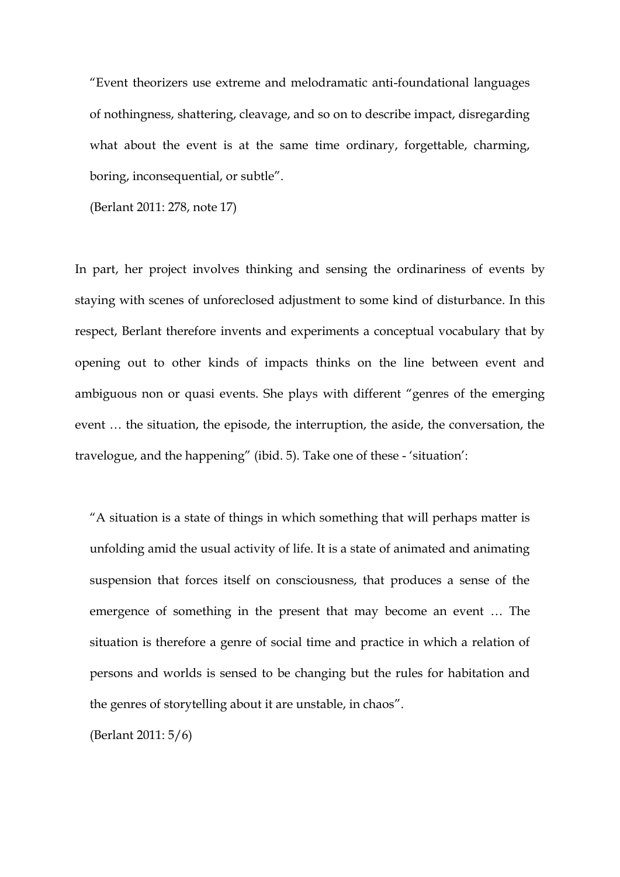> “Event theorizers use extreme and melodramatic anti-foundational languages of nothingness, shattering, cleavage, and so on to describe impact, disregarding what about the event is at the same time ordinary, forgettable, charming, boring, inconsequential, or subtle”.
>
> (Berlant 2011: 278, note 17)

In part, her project involves thinking and sensing the ordinariness of events by staying with scenes of unforeclosed adjustment to some kind of disturbance. In this respect, Berlant therefore invents and experiments a conceptual vocabulary that by opening out to other kinds of impacts thinks on the line between event and ambiguous non or quasi events. She plays with different “genres of the emerging event … the situation, the episode, the interruption, the aside, the conversation, the travelogue, and the happening” (ibid. 5). Take one of these - ‘situation’:

> “A situation is a state of things in which something that will perhaps matter is unfolding amid the usual activity of life. It is a state of animated and animating suspension that forces itself on consciousness, that produces a sense of the emergence of something in the present that may become an event … The situation is therefore a genre of social time and practice in which a relation of persons and worlds is sensed to be changing but the rules for habitation and the genres of storytelling about it are unstable, in chaos”.
>
> (Berlant 2011: 5/6)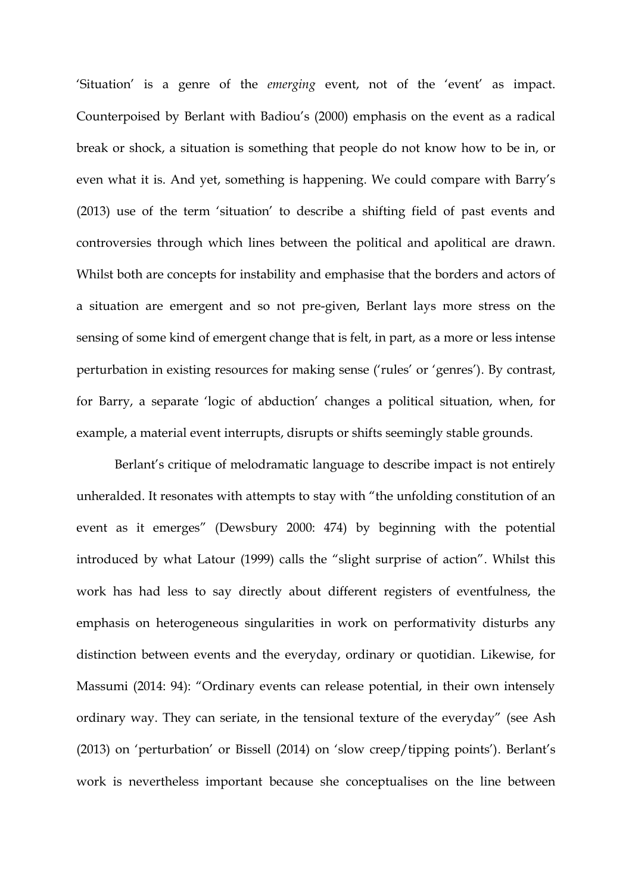'Situation' is a genre of the *emerging* event, not of the 'event' as impact. Counterpoised by Berlant with Badiou's (2000) emphasis on the event as a radical break or shock, a situation is something that people do not know how to be in, or even what it is. And yet, something is happening. We could compare with Barry's (2013) use of the term 'situation' to describe a shifting field of past events and controversies through which lines between the political and apolitical are drawn. Whilst both are concepts for instability and emphasise that the borders and actors of a situation are emergent and so not pre-given, Berlant lays more stress on the sensing of some kind of emergent change that is felt, in part, as a more or less intense perturbation in existing resources for making sense ('rules' or 'genres'). By contrast, for Barry, a separate 'logic of abduction' changes a political situation, when, for example, a material event interrupts, disrupts or shifts seemingly stable grounds.

Berlant's critique of melodramatic language to describe impact is not entirely unheralded. It resonates with attempts to stay with "the unfolding constitution of an event as it emerges" (Dewsbury 2000: 474) by beginning with the potential introduced by what Latour (1999) calls the "slight surprise of action". Whilst this work has had less to say directly about different registers of eventfulness, the emphasis on heterogeneous singularities in work on performativity disturbs any distinction between events and the everyday, ordinary or quotidian. Likewise, for Massumi (2014: 94): "Ordinary events can release potential, in their own intensely ordinary way. They can seriate, in the tensional texture of the everyday" (see Ash (2013) on 'perturbation' or Bissell (2014) on 'slow creep/tipping points'). Berlant's work is nevertheless important because she conceptualises on the line between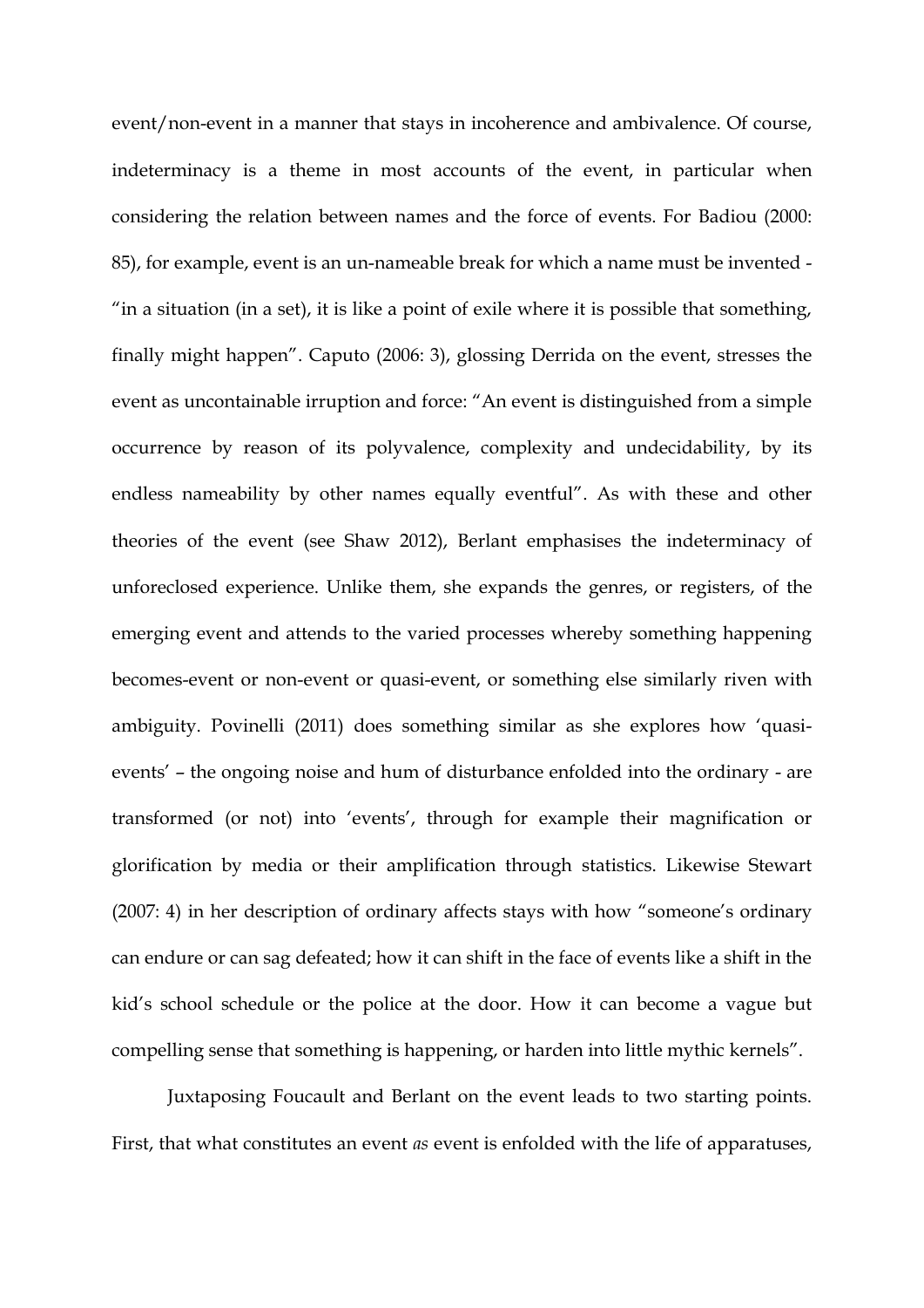event/non-event in a manner that stays in incoherence and ambivalence. Of course, indeterminacy is a theme in most accounts of the event, in particular when considering the relation between names and the force of events. For Badiou (2000: 85), for example, event is an un-nameable break for which a name must be invented - "in a situation (in a set), it is like a point of exile where it is possible that something, finally might happen". Caputo (2006: 3), glossing Derrida on the event, stresses the event as uncontainable irruption and force: "An event is distinguished from a simple occurrence by reason of its polyvalence, complexity and undecidability, by its endless nameability by other names equally eventful". As with these and other theories of the event (see Shaw 2012), Berlant emphasises the indeterminacy of unforeclosed experience. Unlike them, she expands the genres, or registers, of the emerging event and attends to the varied processes whereby something happening becomes-event or non-event or quasi-event, or something else similarly riven with ambiguity. Povinelli (2011) does something similar as she explores how 'quasi-events' – the ongoing noise and hum of disturbance enfolded into the ordinary - are transformed (or not) into 'events', through for example their magnification or glorification by media or their amplification through statistics. Likewise Stewart (2007: 4) in her description of ordinary affects stays with how "someone's ordinary can endure or can sag defeated; how it can shift in the face of events like a shift in the kid's school schedule or the police at the door. How it can become a vague but compelling sense that something is happening, or harden into little mythic kernels".

Juxtaposing Foucault and Berlant on the event leads to two starting points. First, that what constitutes an event *as* event is enfolded with the life of apparatuses,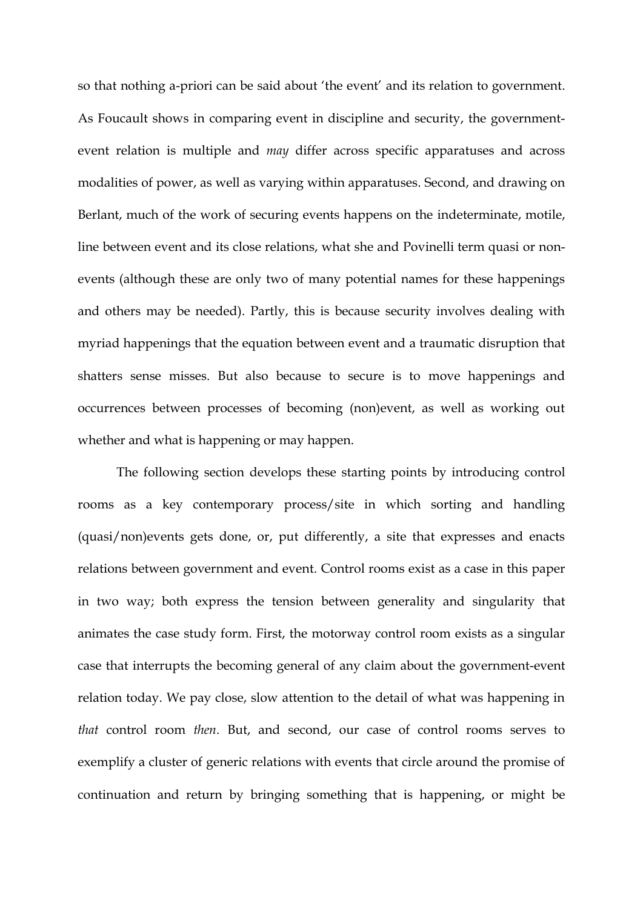so that nothing a-priori can be said about 'the event' and its relation to government. As Foucault shows in comparing event in discipline and security, the government-event relation is multiple and *may* differ across specific apparatuses and across modalities of power, as well as varying within apparatuses. Second, and drawing on Berlant, much of the work of securing events happens on the indeterminate, motile, line between event and its close relations, what she and Povinelli term quasi or non-events (although these are only two of many potential names for these happenings and others may be needed). Partly, this is because security involves dealing with myriad happenings that the equation between event and a traumatic disruption that shatters sense misses. But also because to secure is to move happenings and occurrences between processes of becoming (non)event, as well as working out whether and what is happening or may happen.

The following section develops these starting points by introducing control rooms as a key contemporary process/site in which sorting and handling (quasi/non)events gets done, or, put differently, a site that expresses and enacts relations between government and event. Control rooms exist as a case in this paper in two way; both express the tension between generality and singularity that animates the case study form. First, the motorway control room exists as a singular case that interrupts the becoming general of any claim about the government-event relation today. We pay close, slow attention to the detail of what was happening in *that* control room *then*. But, and second, our case of control rooms serves to exemplify a cluster of generic relations with events that circle around the promise of continuation and return by bringing something that is happening, or might be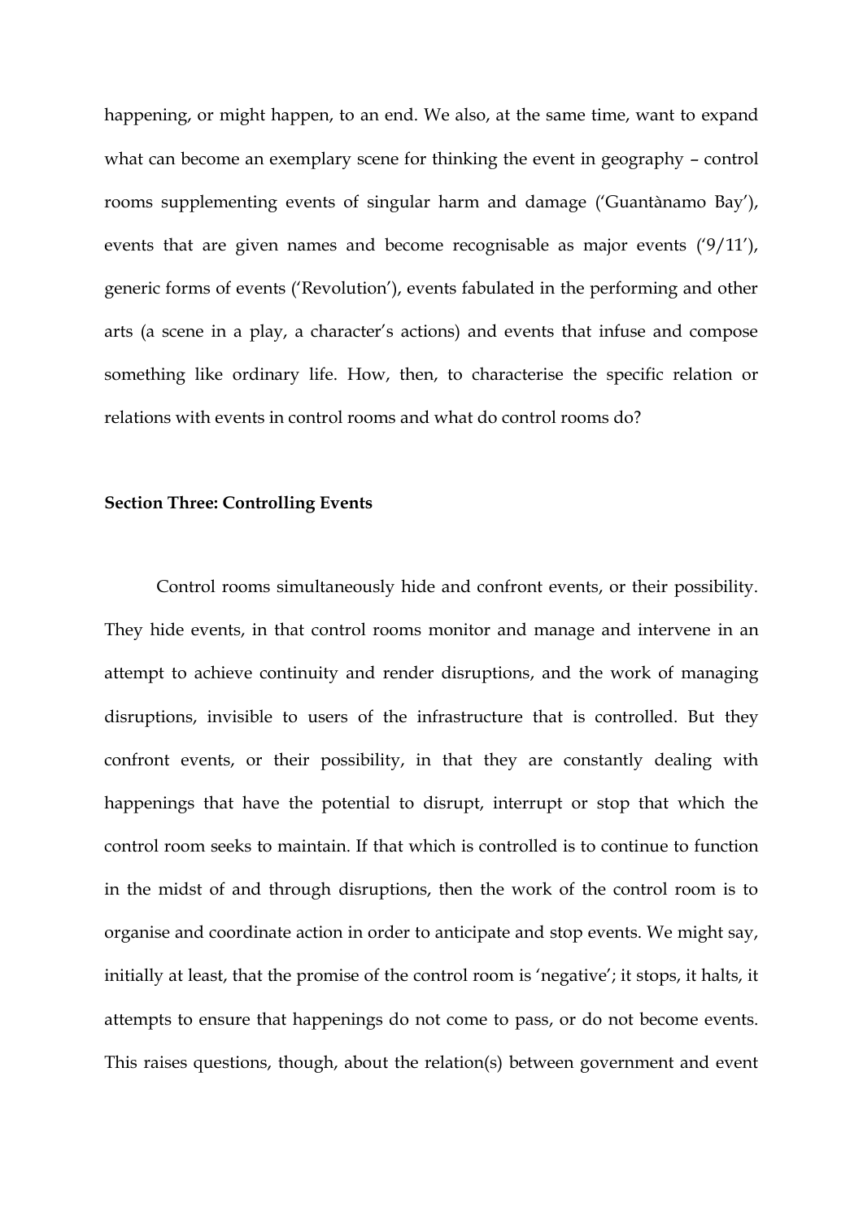happening, or might happen, to an end. We also, at the same time, want to expand what can become an exemplary scene for thinking the event in geography – control rooms supplementing events of singular harm and damage ('Guantànamo Bay'), events that are given names and become recognisable as major events ('9/11'), generic forms of events ('Revolution'), events fabulated in the performing and other arts (a scene in a play, a character's actions) and events that infuse and compose something like ordinary life. How, then, to characterise the specific relation or relations with events in control rooms and what do control rooms do?

**Section Three: Controlling Events**

Control rooms simultaneously hide and confront events, or their possibility. They hide events, in that control rooms monitor and manage and intervene in an attempt to achieve continuity and render disruptions, and the work of managing disruptions, invisible to users of the infrastructure that is controlled. But they confront events, or their possibility, in that they are constantly dealing with happenings that have the potential to disrupt, interrupt or stop that which the control room seeks to maintain. If that which is controlled is to continue to function in the midst of and through disruptions, then the work of the control room is to organise and coordinate action in order to anticipate and stop events. We might say, initially at least, that the promise of the control room is 'negative'; it stops, it halts, it attempts to ensure that happenings do not come to pass, or do not become events. This raises questions, though, about the relation(s) between government and event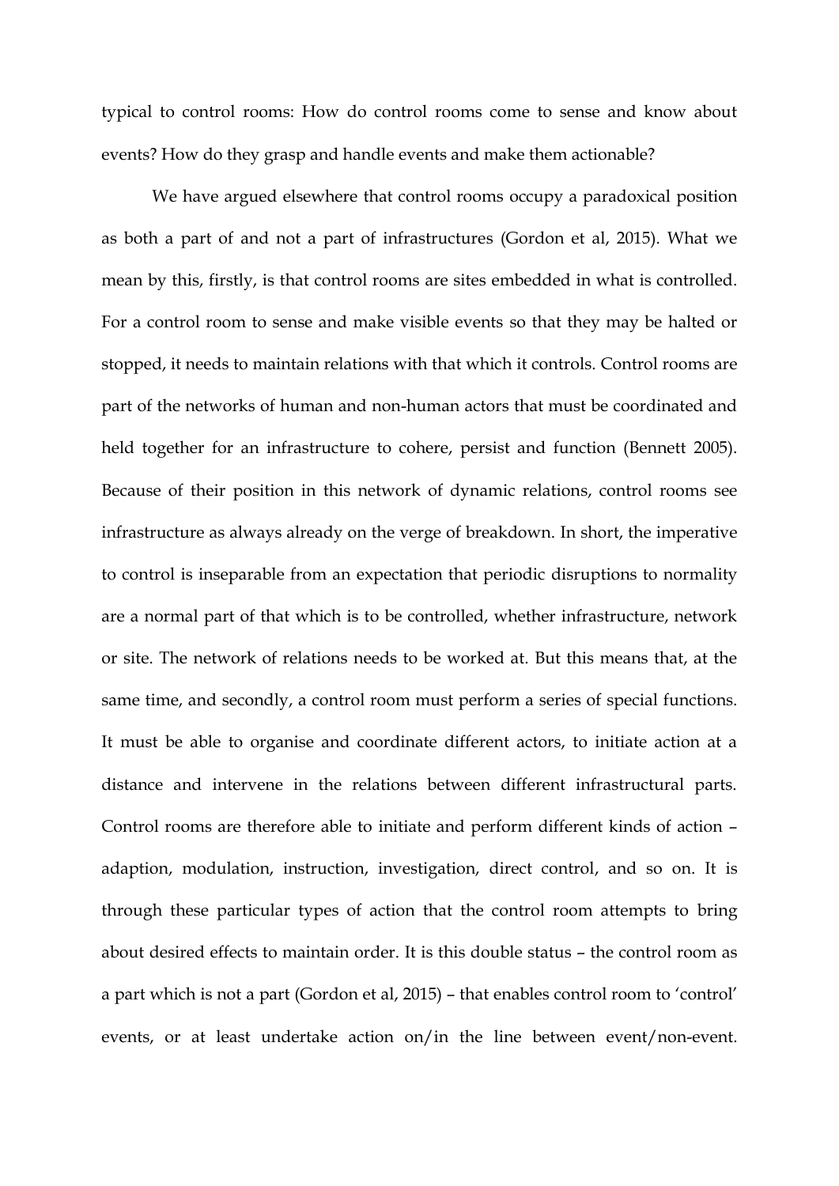typical to control rooms: How do control rooms come to sense and know about events? How do they grasp and handle events and make them actionable?

We have argued elsewhere that control rooms occupy a paradoxical position as both a part of and not a part of infrastructures (Gordon et al, 2015). What we mean by this, firstly, is that control rooms are sites embedded in what is controlled. For a control room to sense and make visible events so that they may be halted or stopped, it needs to maintain relations with that which it controls. Control rooms are part of the networks of human and non-human actors that must be coordinated and held together for an infrastructure to cohere, persist and function (Bennett 2005). Because of their position in this network of dynamic relations, control rooms see infrastructure as always already on the verge of breakdown. In short, the imperative to control is inseparable from an expectation that periodic disruptions to normality are a normal part of that which is to be controlled, whether infrastructure, network or site. The network of relations needs to be worked at. But this means that, at the same time, and secondly, a control room must perform a series of special functions. It must be able to organise and coordinate different actors, to initiate action at a distance and intervene in the relations between different infrastructural parts. Control rooms are therefore able to initiate and perform different kinds of action – adaption, modulation, instruction, investigation, direct control, and so on. It is through these particular types of action that the control room attempts to bring about desired effects to maintain order. It is this double status – the control room as a part which is not a part (Gordon et al, 2015) – that enables control room to 'control' events, or at least undertake action on/in the line between event/non-event.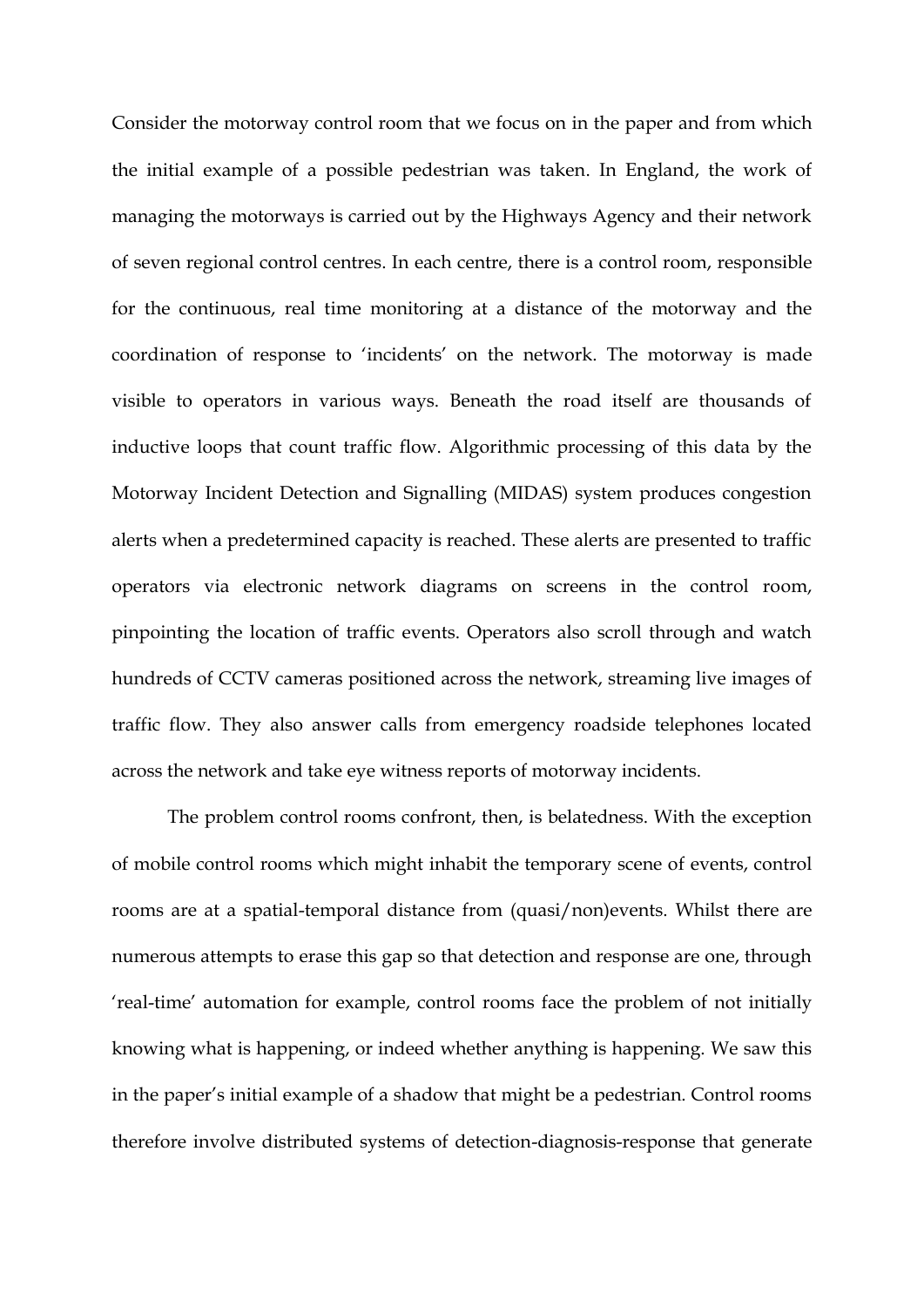Consider the motorway control room that we focus on in the paper and from which the initial example of a possible pedestrian was taken. In England, the work of managing the motorways is carried out by the Highways Agency and their network of seven regional control centres. In each centre, there is a control room, responsible for the continuous, real time monitoring at a distance of the motorway and the coordination of response to 'incidents' on the network. The motorway is made visible to operators in various ways. Beneath the road itself are thousands of inductive loops that count traffic flow. Algorithmic processing of this data by the Motorway Incident Detection and Signalling (MIDAS) system produces congestion alerts when a predetermined capacity is reached. These alerts are presented to traffic operators via electronic network diagrams on screens in the control room, pinpointing the location of traffic events. Operators also scroll through and watch hundreds of CCTV cameras positioned across the network, streaming live images of traffic flow. They also answer calls from emergency roadside telephones located across the network and take eye witness reports of motorway incidents.

The problem control rooms confront, then, is belatedness. With the exception of mobile control rooms which might inhabit the temporary scene of events, control rooms are at a spatial-temporal distance from (quasi/non)events. Whilst there are numerous attempts to erase this gap so that detection and response are one, through 'real-time' automation for example, control rooms face the problem of not initially knowing what is happening, or indeed whether anything is happening. We saw this in the paper's initial example of a shadow that might be a pedestrian. Control rooms therefore involve distributed systems of detection-diagnosis-response that generate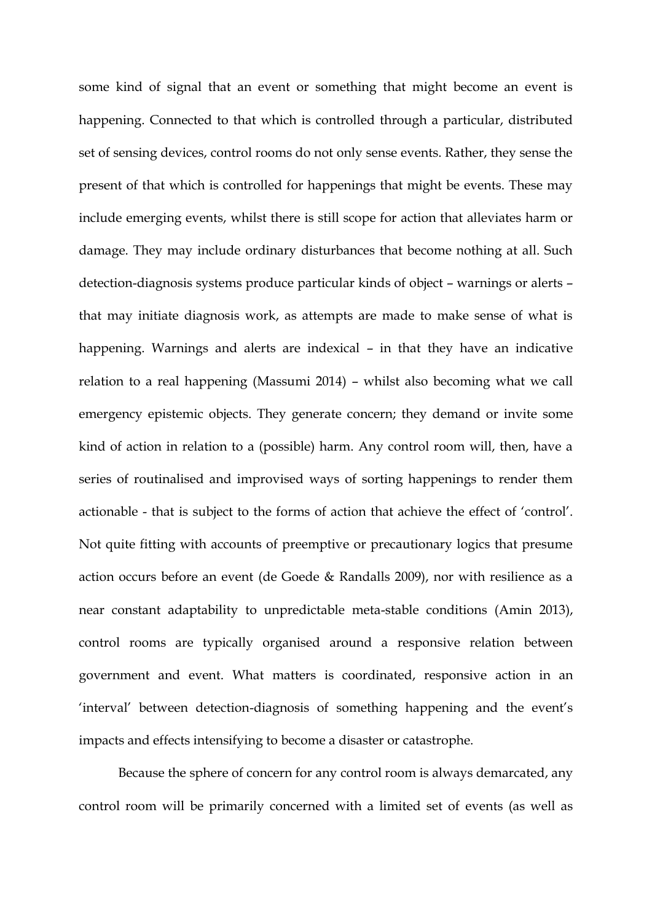some kind of signal that an event or something that might become an event is happening. Connected to that which is controlled through a particular, distributed set of sensing devices, control rooms do not only sense events. Rather, they sense the present of that which is controlled for happenings that might be events. These may include emerging events, whilst there is still scope for action that alleviates harm or damage. They may include ordinary disturbances that become nothing at all. Such detection-diagnosis systems produce particular kinds of object – warnings or alerts – that may initiate diagnosis work, as attempts are made to make sense of what is happening. Warnings and alerts are indexical – in that they have an indicative relation to a real happening (Massumi 2014) – whilst also becoming what we call emergency epistemic objects. They generate concern; they demand or invite some kind of action in relation to a (possible) harm. Any control room will, then, have a series of routinalised and improvised ways of sorting happenings to render them actionable - that is subject to the forms of action that achieve the effect of 'control'. Not quite fitting with accounts of preemptive or precautionary logics that presume action occurs before an event (de Goede & Randalls 2009), nor with resilience as a near constant adaptability to unpredictable meta-stable conditions (Amin 2013), control rooms are typically organised around a responsive relation between government and event. What matters is coordinated, responsive action in an 'interval' between detection-diagnosis of something happening and the event's impacts and effects intensifying to become a disaster or catastrophe.

Because the sphere of concern for any control room is always demarcated, any control room will be primarily concerned with a limited set of events (as well as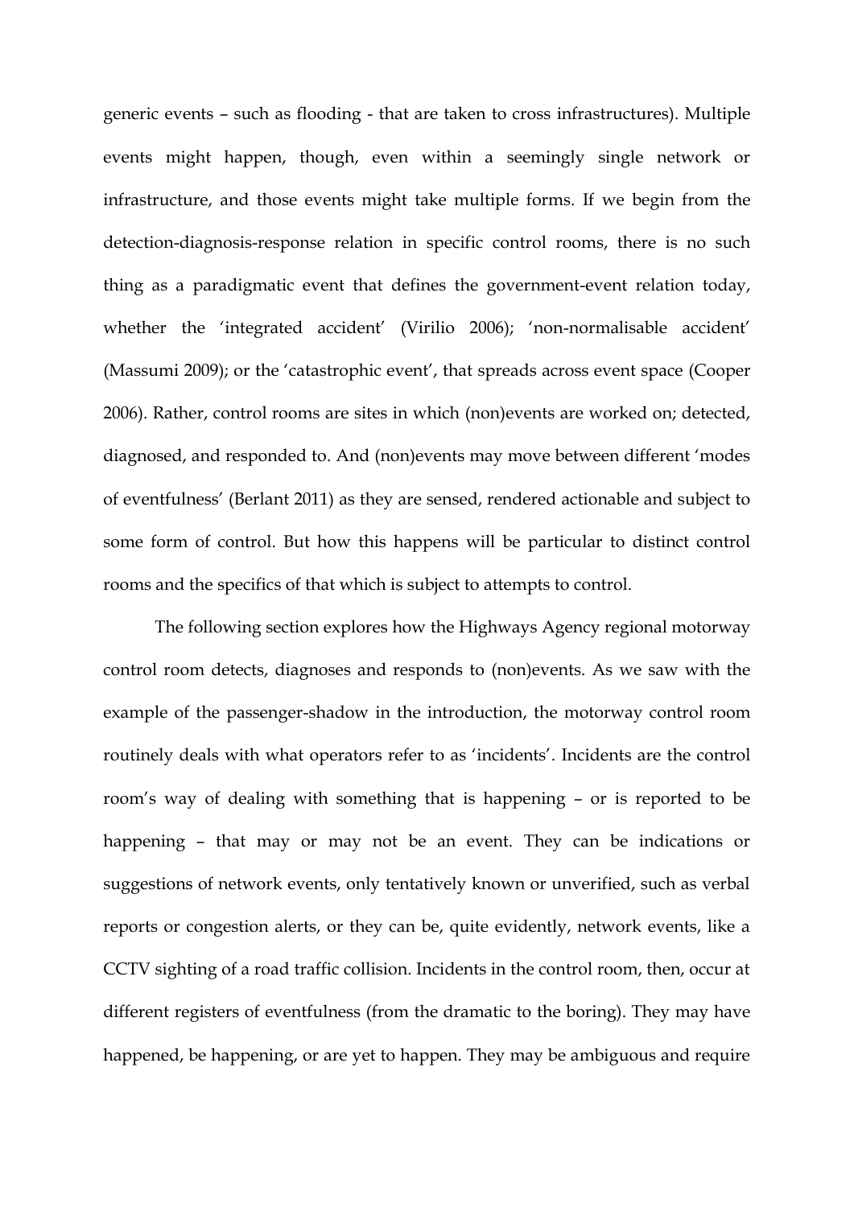generic events – such as flooding - that are taken to cross infrastructures). Multiple events might happen, though, even within a seemingly single network or infrastructure, and those events might take multiple forms. If we begin from the detection-diagnosis-response relation in specific control rooms, there is no such thing as a paradigmatic event that defines the government-event relation today, whether the 'integrated accident' (Virilio 2006); 'non-normalisable accident' (Massumi 2009); or the 'catastrophic event', that spreads across event space (Cooper 2006). Rather, control rooms are sites in which (non)events are worked on; detected, diagnosed, and responded to. And (non)events may move between different 'modes of eventfulness' (Berlant 2011) as they are sensed, rendered actionable and subject to some form of control. But how this happens will be particular to distinct control rooms and the specifics of that which is subject to attempts to control.

The following section explores how the Highways Agency regional motorway control room detects, diagnoses and responds to (non)events. As we saw with the example of the passenger-shadow in the introduction, the motorway control room routinely deals with what operators refer to as 'incidents'. Incidents are the control room's way of dealing with something that is happening – or is reported to be happening – that may or may not be an event. They can be indications or suggestions of network events, only tentatively known or unverified, such as verbal reports or congestion alerts, or they can be, quite evidently, network events, like a CCTV sighting of a road traffic collision. Incidents in the control room, then, occur at different registers of eventfulness (from the dramatic to the boring). They may have happened, be happening, or are yet to happen. They may be ambiguous and require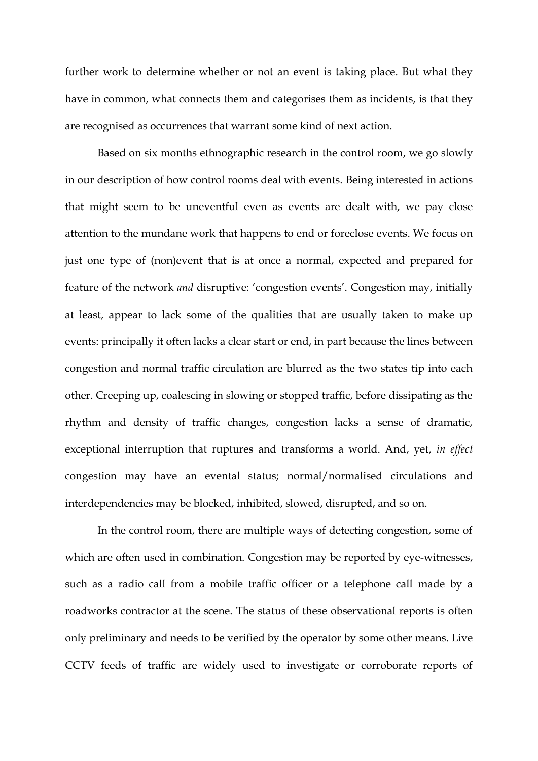further work to determine whether or not an event is taking place. But what they have in common, what connects them and categorises them as incidents, is that they are recognised as occurrences that warrant some kind of next action.

Based on six months ethnographic research in the control room, we go slowly in our description of how control rooms deal with events. Being interested in actions that might seem to be uneventful even as events are dealt with, we pay close attention to the mundane work that happens to end or foreclose events. We focus on just one type of (non)event that is at once a normal, expected and prepared for feature of the network *and* disruptive: 'congestion events'. Congestion may, initially at least, appear to lack some of the qualities that are usually taken to make up events: principally it often lacks a clear start or end, in part because the lines between congestion and normal traffic circulation are blurred as the two states tip into each other. Creeping up, coalescing in slowing or stopped traffic, before dissipating as the rhythm and density of traffic changes, congestion lacks a sense of dramatic, exceptional interruption that ruptures and transforms a world. And, yet, *in effect* congestion may have an evental status; normal/normalised circulations and interdependencies may be blocked, inhibited, slowed, disrupted, and so on.

In the control room, there are multiple ways of detecting congestion, some of which are often used in combination. Congestion may be reported by eye-witnesses, such as a radio call from a mobile traffic officer or a telephone call made by a roadworks contractor at the scene. The status of these observational reports is often only preliminary and needs to be verified by the operator by some other means. Live CCTV feeds of traffic are widely used to investigate or corroborate reports of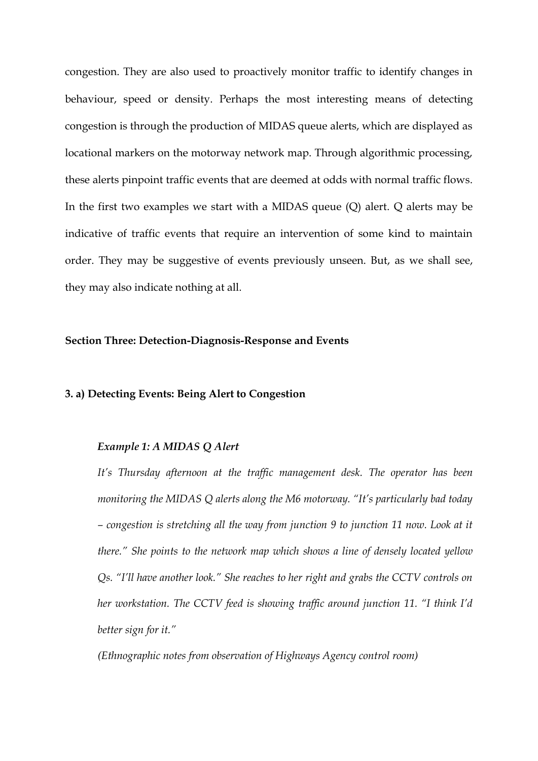congestion. They are also used to proactively monitor traffic to identify changes in behaviour, speed or density. Perhaps the most interesting means of detecting congestion is through the production of MIDAS queue alerts, which are displayed as locational markers on the motorway network map. Through algorithmic processing, these alerts pinpoint traffic events that are deemed at odds with normal traffic flows. In the first two examples we start with a MIDAS queue (Q) alert. Q alerts may be indicative of traffic events that require an intervention of some kind to maintain order. They may be suggestive of events previously unseen. But, as we shall see, they may also indicate nothing at all.

## Section Three: Detection-Diagnosis-Response and Events

### 3. a) Detecting Events: Being Alert to Congestion

> ***Example 1: A MIDAS Q Alert***
>
> *It's Thursday afternoon at the traffic management desk. The operator has been monitoring the MIDAS Q alerts along the M6 motorway. "It's particularly bad today – congestion is stretching all the way from junction 9 to junction 11 now. Look at it there." She points to the network map which shows a line of densely located yellow Qs. "I'll have another look." She reaches to her right and grabs the CCTV controls on her workstation. The CCTV feed is showing traffic around junction 11. "I think I'd better sign for it."*
>
> *(Ethnographic notes from observation of Highways Agency control room)*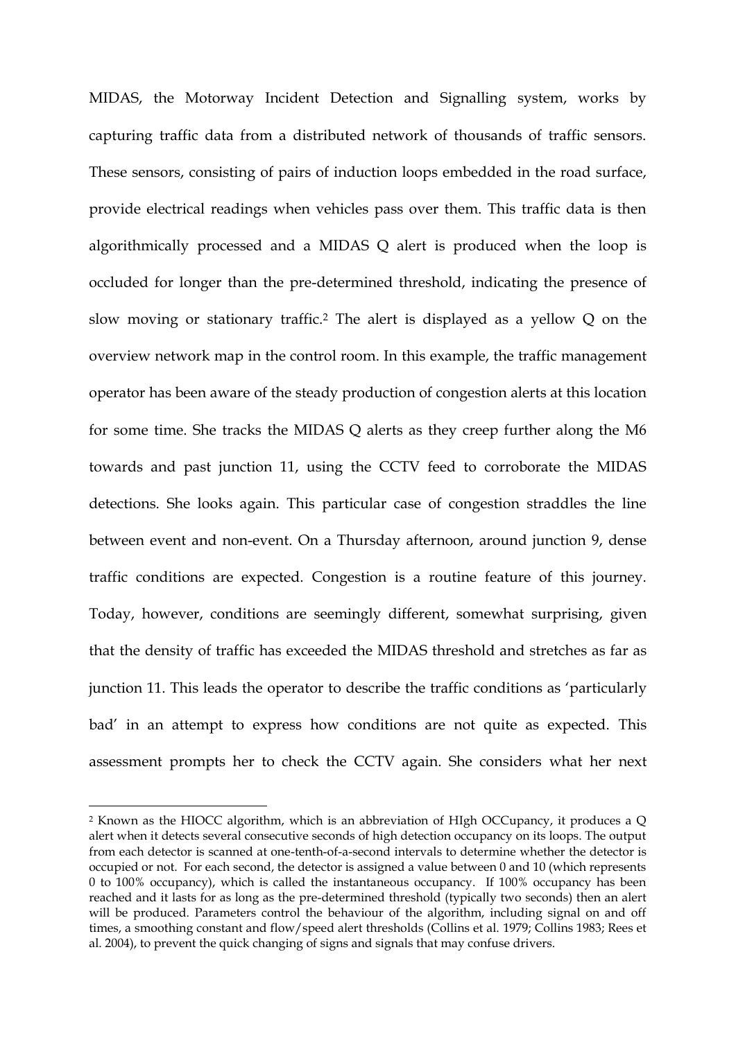MIDAS, the Motorway Incident Detection and Signalling system, works by capturing traffic data from a distributed network of thousands of traffic sensors. These sensors, consisting of pairs of induction loops embedded in the road surface, provide electrical readings when vehicles pass over them. This traffic data is then algorithmically processed and a MIDAS Q alert is produced when the loop is occluded for longer than the pre-determined threshold, indicating the presence of slow moving or stationary traffic.[2] The alert is displayed as a yellow Q on the overview network map in the control room. In this example, the traffic management operator has been aware of the steady production of congestion alerts at this location for some time. She tracks the MIDAS Q alerts as they creep further along the M6 towards and past junction 11, using the CCTV feed to corroborate the MIDAS detections. She looks again. This particular case of congestion straddles the line between event and non-event. On a Thursday afternoon, around junction 9, dense traffic conditions are expected. Congestion is a routine feature of this journey. Today, however, conditions are seemingly different, somewhat surprising, given that the density of traffic has exceeded the MIDAS threshold and stretches as far as junction 11. This leads the operator to describe the traffic conditions as 'particularly bad' in an attempt to express how conditions are not quite as expected. This assessment prompts her to check the CCTV again. She considers what her next

---

[2] Known as the HIOCC algorithm, which is an abbreviation of HIgh OCCupancy, it produces a Q alert when it detects several consecutive seconds of high detection occupancy on its loops. The output from each detector is scanned at one-tenth-of-a-second intervals to determine whether the detector is occupied or not. For each second, the detector is assigned a value between 0 and 10 (which represents 0 to 100% occupancy), which is called the instantaneous occupancy. If 100% occupancy has been reached and it lasts for as long as the pre-determined threshold (typically two seconds) then an alert will be produced. Parameters control the behaviour of the algorithm, including signal on and off times, a smoothing constant and flow/speed alert thresholds (Collins et al. 1979; Collins 1983; Rees et al. 2004), to prevent the quick changing of signs and signals that may confuse drivers.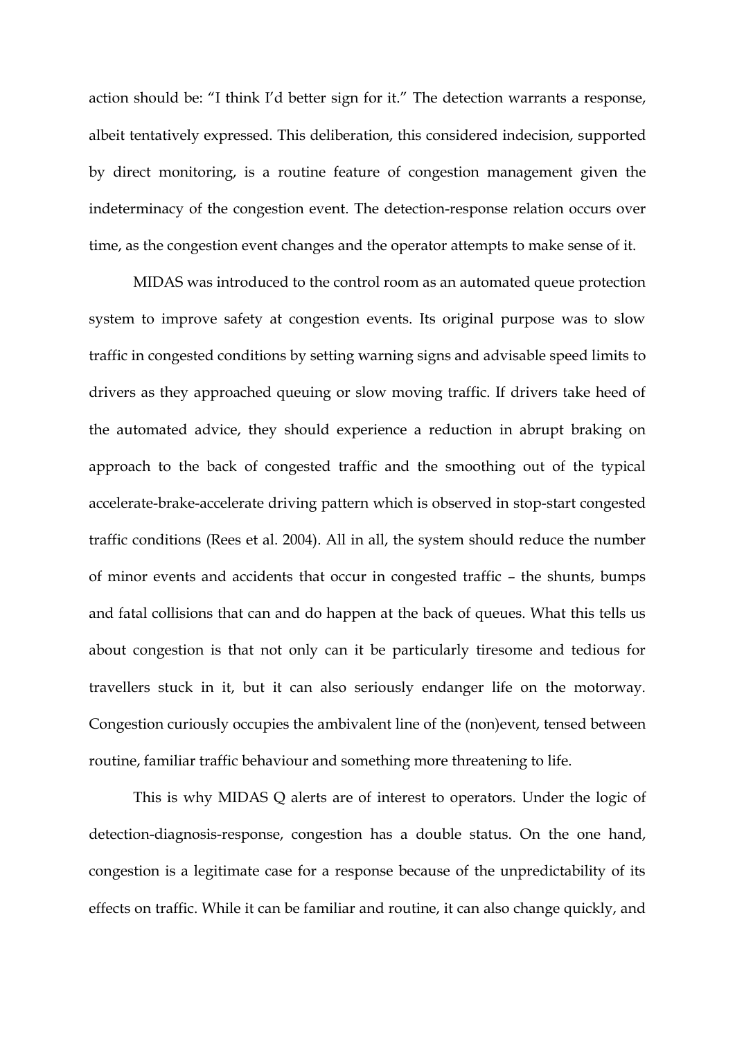action should be: "I think I'd better sign for it." The detection warrants a response, albeit tentatively expressed. This deliberation, this considered indecision, supported by direct monitoring, is a routine feature of congestion management given the indeterminacy of the congestion event. The detection-response relation occurs over time, as the congestion event changes and the operator attempts to make sense of it.

MIDAS was introduced to the control room as an automated queue protection system to improve safety at congestion events. Its original purpose was to slow traffic in congested conditions by setting warning signs and advisable speed limits to drivers as they approached queuing or slow moving traffic. If drivers take heed of the automated advice, they should experience a reduction in abrupt braking on approach to the back of congested traffic and the smoothing out of the typical accelerate-brake-accelerate driving pattern which is observed in stop-start congested traffic conditions (Rees et al. 2004). All in all, the system should reduce the number of minor events and accidents that occur in congested traffic – the shunts, bumps and fatal collisions that can and do happen at the back of queues. What this tells us about congestion is that not only can it be particularly tiresome and tedious for travellers stuck in it, but it can also seriously endanger life on the motorway. Congestion curiously occupies the ambivalent line of the (non)event, tensed between routine, familiar traffic behaviour and something more threatening to life.

This is why MIDAS Q alerts are of interest to operators. Under the logic of detection-diagnosis-response, congestion has a double status. On the one hand, congestion is a legitimate case for a response because of the unpredictability of its effects on traffic. While it can be familiar and routine, it can also change quickly, and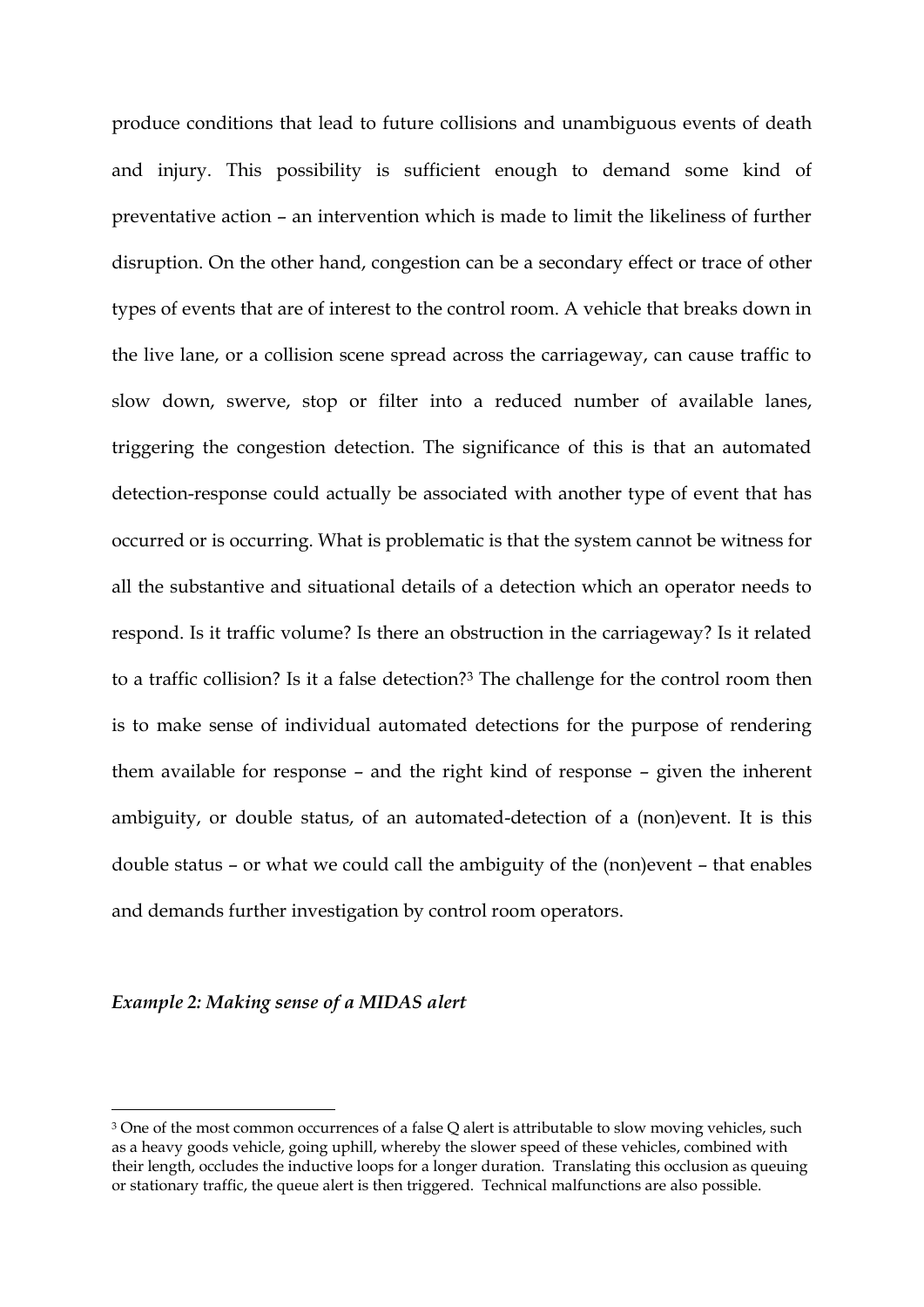produce conditions that lead to future collisions and unambiguous events of death and injury. This possibility is sufficient enough to demand some kind of preventative action – an intervention which is made to limit the likeliness of further disruption. On the other hand, congestion can be a secondary effect or trace of other types of events that are of interest to the control room. A vehicle that breaks down in the live lane, or a collision scene spread across the carriageway, can cause traffic to slow down, swerve, stop or filter into a reduced number of available lanes, triggering the congestion detection. The significance of this is that an automated detection-response could actually be associated with another type of event that has occurred or is occurring. What is problematic is that the system cannot be witness for all the substantive and situational details of a detection which an operator needs to respond. Is it traffic volume? Is there an obstruction in the carriageway? Is it related to a traffic collision? Is it a false detection?[3] The challenge for the control room then is to make sense of individual automated detections for the purpose of rendering them available for response – and the right kind of response – given the inherent ambiguity, or double status, of an automated-detection of a (non)event. It is this double status – or what we could call the ambiguity of the (non)event – that enables and demands further investigation by control room operators.

***Example 2: Making sense of a MIDAS alert***

[3] One of the most common occurrences of a false Q alert is attributable to slow moving vehicles, such as a heavy goods vehicle, going uphill, whereby the slower speed of these vehicles, combined with their length, occludes the inductive loops for a longer duration. Translating this occlusion as queuing or stationary traffic, the queue alert is then triggered. Technical malfunctions are also possible.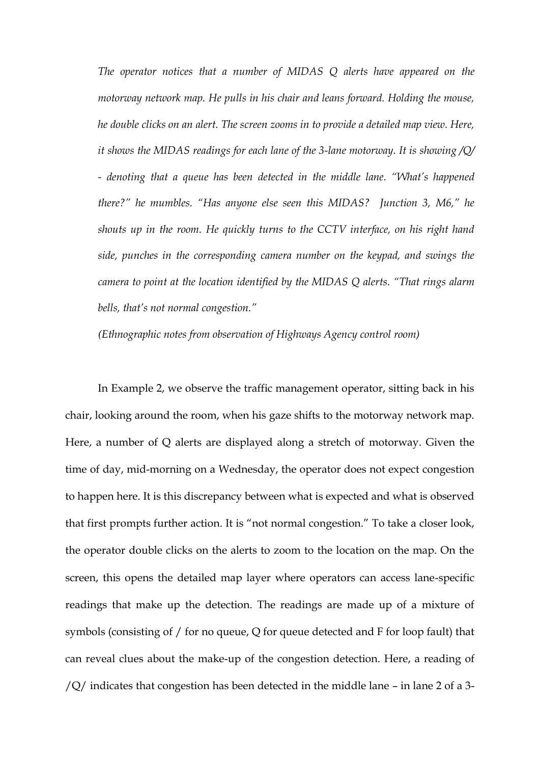*The operator notices that a number of MIDAS Q alerts have appeared on the motorway network map. He pulls in his chair and leans forward. Holding the mouse, he double clicks on an alert. The screen zooms in to provide a detailed map view. Here, it shows the MIDAS readings for each lane of the 3-lane motorway. It is showing /Q/ - denoting that a queue has been detected in the middle lane. "What's happened there?" he mumbles. "Has anyone else seen this MIDAS? Junction 3, M6," he shouts up in the room. He quickly turns to the CCTV interface, on his right hand side, punches in the corresponding camera number on the keypad, and swings the camera to point at the location identified by the MIDAS Q alerts. "That rings alarm bells, that's not normal congestion."*

*(Ethnographic notes from observation of Highways Agency control room)*

In Example 2, we observe the traffic management operator, sitting back in his chair, looking around the room, when his gaze shifts to the motorway network map. Here, a number of Q alerts are displayed along a stretch of motorway. Given the time of day, mid-morning on a Wednesday, the operator does not expect congestion to happen here. It is this discrepancy between what is expected and what is observed that first prompts further action. It is "not normal congestion." To take a closer look, the operator double clicks on the alerts to zoom to the location on the map. On the screen, this opens the detailed map layer where operators can access lane-specific readings that make up the detection. The readings are made up of a mixture of symbols (consisting of / for no queue, Q for queue detected and F for loop fault) that can reveal clues about the make-up of the congestion detection. Here, a reading of /Q/ indicates that congestion has been detected in the middle lane – in lane 2 of a 3-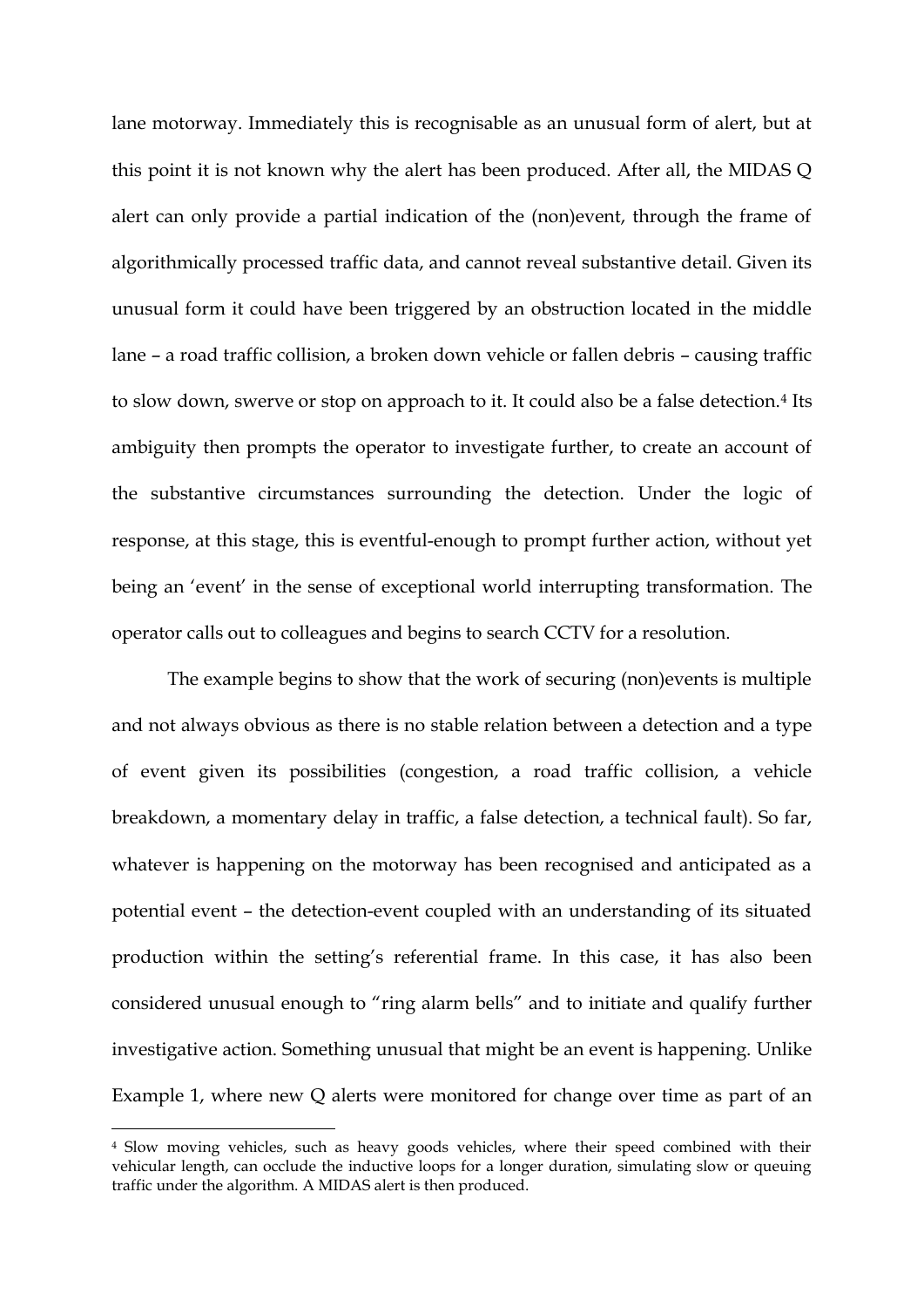lane motorway. Immediately this is recognisable as an unusual form of alert, but at this point it is not known why the alert has been produced. After all, the MIDAS Q alert can only provide a partial indication of the (non)event, through the frame of algorithmically processed traffic data, and cannot reveal substantive detail. Given its unusual form it could have been triggered by an obstruction located in the middle lane – a road traffic collision, a broken down vehicle or fallen debris – causing traffic to slow down, swerve or stop on approach to it. It could also be a false detection.[4] Its ambiguity then prompts the operator to investigate further, to create an account of the substantive circumstances surrounding the detection. Under the logic of response, at this stage, this is eventful-enough to prompt further action, without yet being an 'event' in the sense of exceptional world interrupting transformation. The operator calls out to colleagues and begins to search CCTV for a resolution.

The example begins to show that the work of securing (non)events is multiple and not always obvious as there is no stable relation between a detection and a type of event given its possibilities (congestion, a road traffic collision, a vehicle breakdown, a momentary delay in traffic, a false detection, a technical fault). So far, whatever is happening on the motorway has been recognised and anticipated as a potential event – the detection-event coupled with an understanding of its situated production within the setting's referential frame. In this case, it has also been considered unusual enough to "ring alarm bells" and to initiate and qualify further investigative action. Something unusual that might be an event is happening. Unlike Example 1, where new Q alerts were monitored for change over time as part of an

[4] Slow moving vehicles, such as heavy goods vehicles, where their speed combined with their vehicular length, can occlude the inductive loops for a longer duration, simulating slow or queuing traffic under the algorithm. A MIDAS alert is then produced.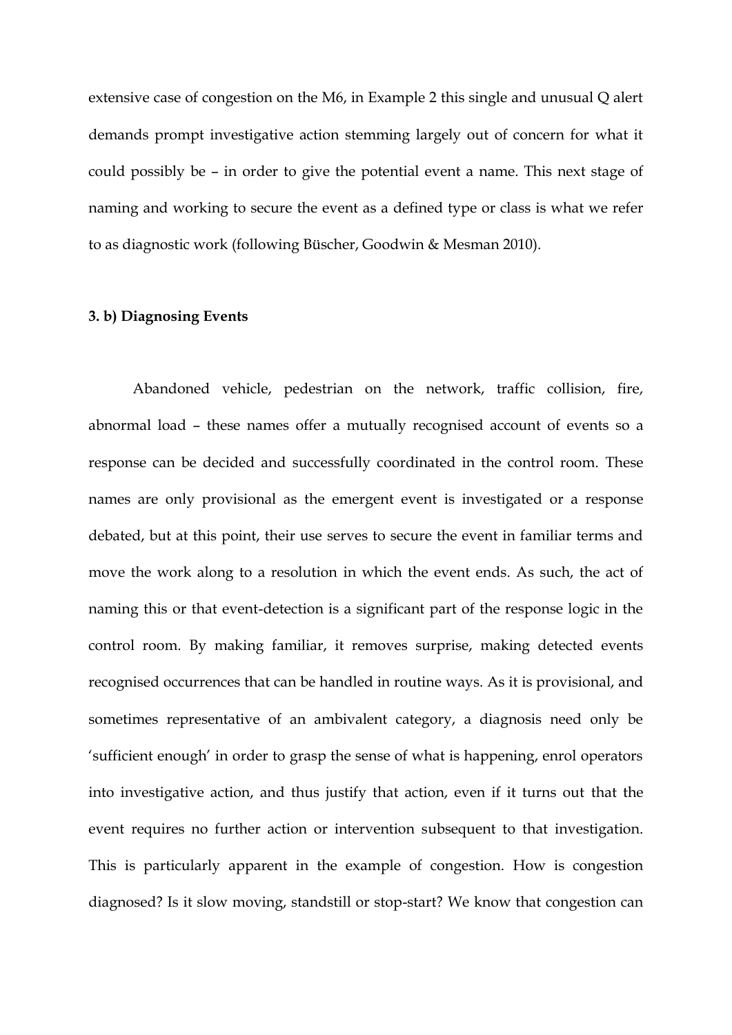extensive case of congestion on the M6, in Example 2 this single and unusual Q alert demands prompt investigative action stemming largely out of concern for what it could possibly be – in order to give the potential event a name. This next stage of naming and working to secure the event as a defined type or class is what we refer to as diagnostic work (following Büscher, Goodwin & Mesman 2010).

### 3. b) Diagnosing Events

Abandoned vehicle, pedestrian on the network, traffic collision, fire, abnormal load – these names offer a mutually recognised account of events so a response can be decided and successfully coordinated in the control room. These names are only provisional as the emergent event is investigated or a response debated, but at this point, their use serves to secure the event in familiar terms and move the work along to a resolution in which the event ends. As such, the act of naming this or that event-detection is a significant part of the response logic in the control room. By making familiar, it removes surprise, making detected events recognised occurrences that can be handled in routine ways. As it is provisional, and sometimes representative of an ambivalent category, a diagnosis need only be 'sufficient enough' in order to grasp the sense of what is happening, enrol operators into investigative action, and thus justify that action, even if it turns out that the event requires no further action or intervention subsequent to that investigation. This is particularly apparent in the example of congestion. How is congestion diagnosed? Is it slow moving, standstill or stop-start? We know that congestion can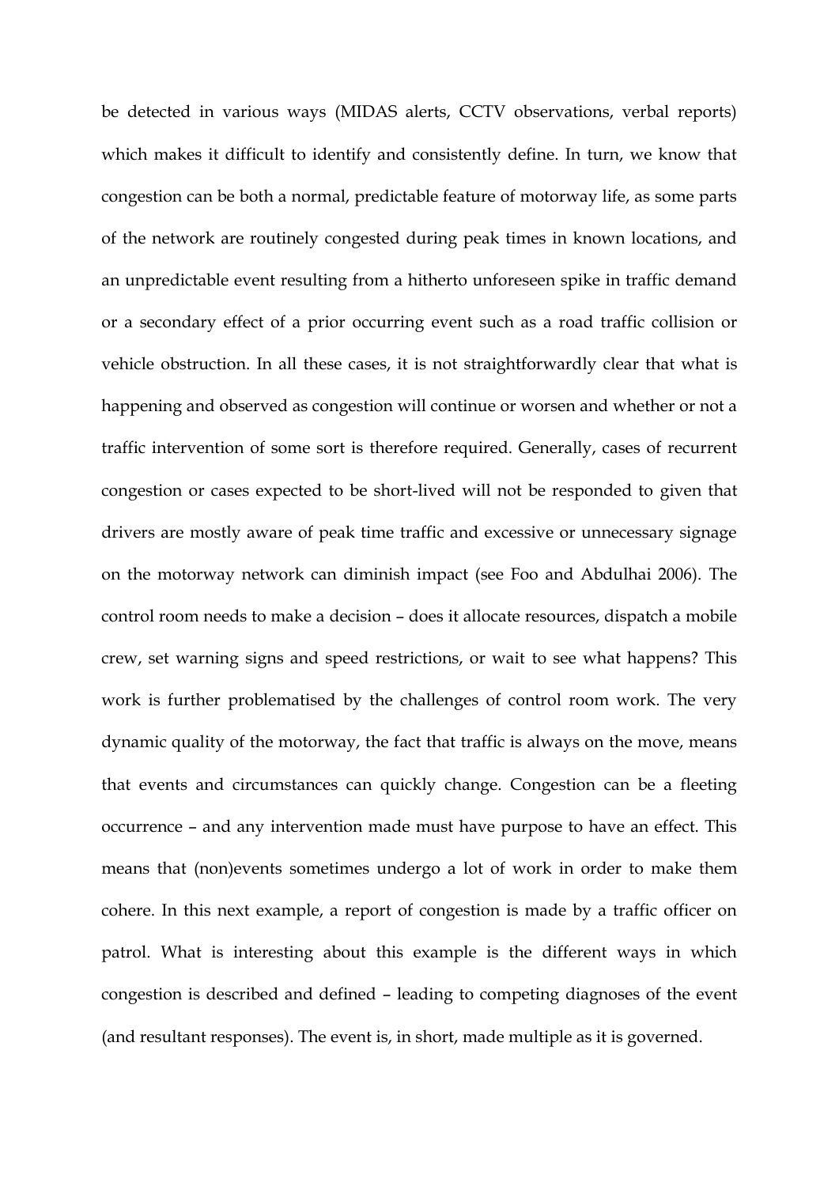be detected in various ways (MIDAS alerts, CCTV observations, verbal reports) which makes it difficult to identify and consistently define. In turn, we know that congestion can be both a normal, predictable feature of motorway life, as some parts of the network are routinely congested during peak times in known locations, and an unpredictable event resulting from a hitherto unforeseen spike in traffic demand or a secondary effect of a prior occurring event such as a road traffic collision or vehicle obstruction. In all these cases, it is not straightforwardly clear that what is happening and observed as congestion will continue or worsen and whether or not a traffic intervention of some sort is therefore required. Generally, cases of recurrent congestion or cases expected to be short-lived will not be responded to given that drivers are mostly aware of peak time traffic and excessive or unnecessary signage on the motorway network can diminish impact (see Foo and Abdulhai 2006). The control room needs to make a decision – does it allocate resources, dispatch a mobile crew, set warning signs and speed restrictions, or wait to see what happens? This work is further problematised by the challenges of control room work. The very dynamic quality of the motorway, the fact that traffic is always on the move, means that events and circumstances can quickly change. Congestion can be a fleeting occurrence – and any intervention made must have purpose to have an effect. This means that (non)events sometimes undergo a lot of work in order to make them cohere. In this next example, a report of congestion is made by a traffic officer on patrol. What is interesting about this example is the different ways in which congestion is described and defined – leading to competing diagnoses of the event (and resultant responses). The event is, in short, made multiple as it is governed.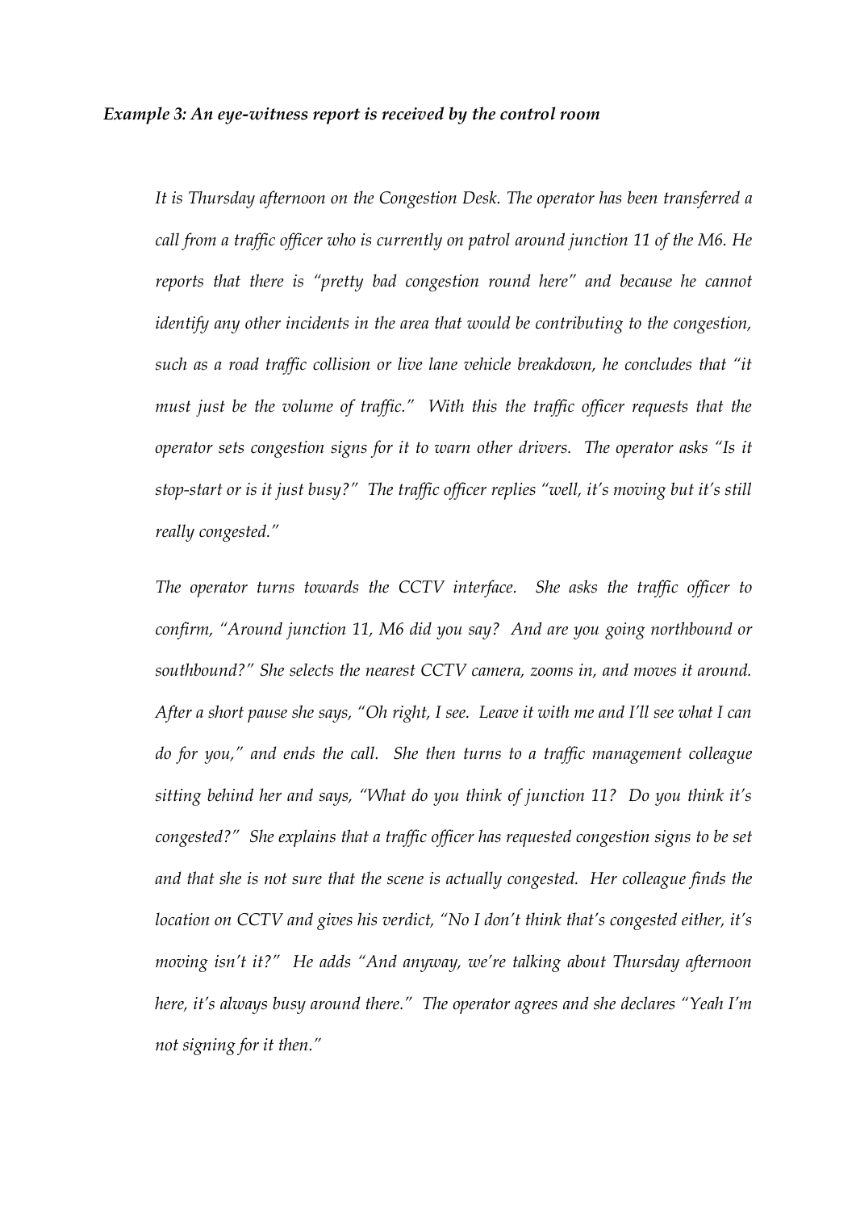***Example 3: An eye-witness report is received by the control room***

*It is Thursday afternoon on the Congestion Desk. The operator has been transferred a call from a traffic officer who is currently on patrol around junction 11 of the M6. He reports that there is "pretty bad congestion round here" and because he cannot identify any other incidents in the area that would be contributing to the congestion, such as a road traffic collision or live lane vehicle breakdown, he concludes that "it must just be the volume of traffic." With this the traffic officer requests that the operator sets congestion signs for it to warn other drivers. The operator asks "Is it stop-start or is it just busy?" The traffic officer replies "well, it's moving but it's still really congested."*

*The operator turns towards the CCTV interface. She asks the traffic officer to confirm, "Around junction 11, M6 did you say? And are you going northbound or southbound?" She selects the nearest CCTV camera, zooms in, and moves it around. After a short pause she says, "Oh right, I see. Leave it with me and I'll see what I can do for you," and ends the call. She then turns to a traffic management colleague sitting behind her and says, "What do you think of junction 11? Do you think it's congested?" She explains that a traffic officer has requested congestion signs to be set and that she is not sure that the scene is actually congested. Her colleague finds the location on CCTV and gives his verdict, "No I don't think that's congested either, it's moving isn't it?" He adds "And anyway, we're talking about Thursday afternoon here, it's always busy around there." The operator agrees and she declares "Yeah I'm not signing for it then."*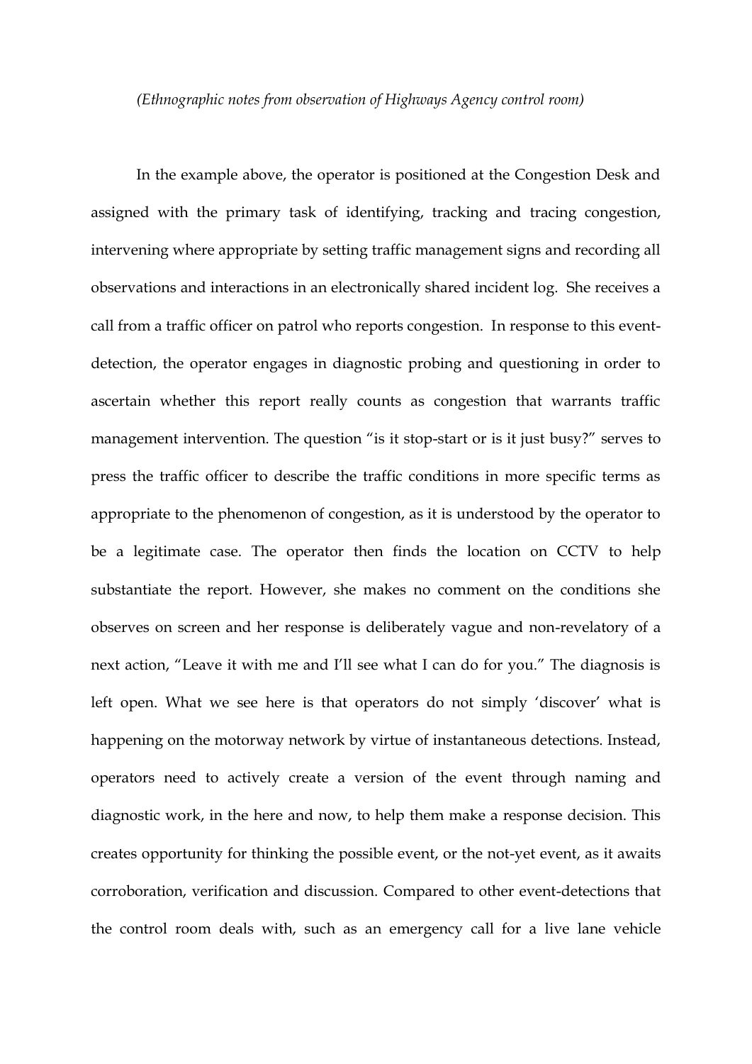*(Ethnographic notes from observation of Highways Agency control room)*

In the example above, the operator is positioned at the Congestion Desk and assigned with the primary task of identifying, tracking and tracing congestion, intervening where appropriate by setting traffic management signs and recording all observations and interactions in an electronically shared incident log. She receives a call from a traffic officer on patrol who reports congestion. In response to this event-detection, the operator engages in diagnostic probing and questioning in order to ascertain whether this report really counts as congestion that warrants traffic management intervention. The question "is it stop-start or is it just busy?" serves to press the traffic officer to describe the traffic conditions in more specific terms as appropriate to the phenomenon of congestion, as it is understood by the operator to be a legitimate case. The operator then finds the location on CCTV to help substantiate the report. However, she makes no comment on the conditions she observes on screen and her response is deliberately vague and non-revelatory of a next action, "Leave it with me and I'll see what I can do for you." The diagnosis is left open. What we see here is that operators do not simply 'discover' what is happening on the motorway network by virtue of instantaneous detections. Instead, operators need to actively create a version of the event through naming and diagnostic work, in the here and now, to help them make a response decision. This creates opportunity for thinking the possible event, or the not-yet event, as it awaits corroboration, verification and discussion. Compared to other event-detections that the control room deals with, such as an emergency call for a live lane vehicle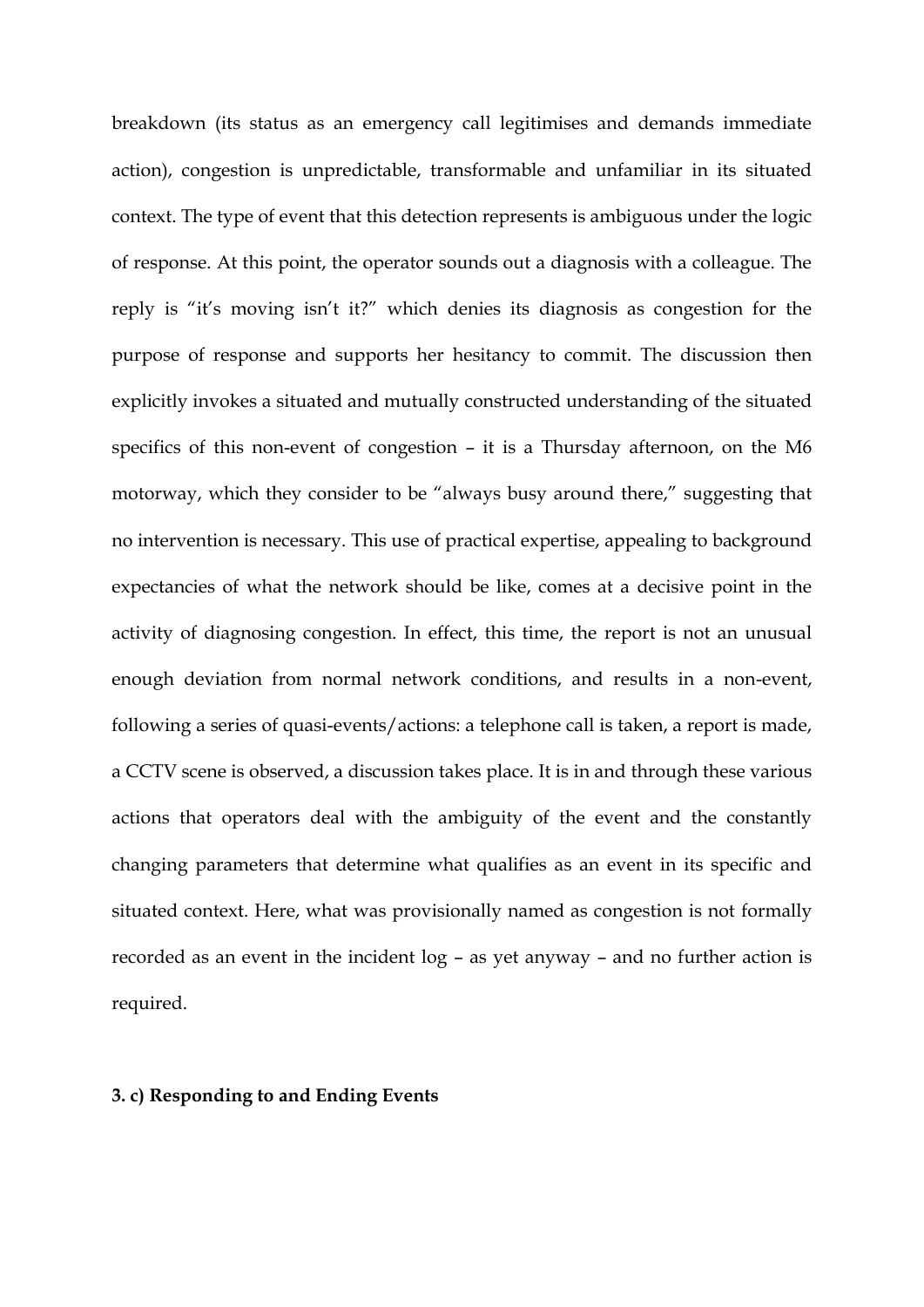breakdown (its status as an emergency call legitimises and demands immediate action), congestion is unpredictable, transformable and unfamiliar in its situated context. The type of event that this detection represents is ambiguous under the logic of response. At this point, the operator sounds out a diagnosis with a colleague. The reply is "it's moving isn't it?" which denies its diagnosis as congestion for the purpose of response and supports her hesitancy to commit. The discussion then explicitly invokes a situated and mutually constructed understanding of the situated specifics of this non-event of congestion – it is a Thursday afternoon, on the M6 motorway, which they consider to be "always busy around there," suggesting that no intervention is necessary. This use of practical expertise, appealing to background expectancies of what the network should be like, comes at a decisive point in the activity of diagnosing congestion. In effect, this time, the report is not an unusual enough deviation from normal network conditions, and results in a non-event, following a series of quasi-events/actions: a telephone call is taken, a report is made, a CCTV scene is observed, a discussion takes place. It is in and through these various actions that operators deal with the ambiguity of the event and the constantly changing parameters that determine what qualifies as an event in its specific and situated context. Here, what was provisionally named as congestion is not formally recorded as an event in the incident log – as yet anyway – and no further action is required.

### 3. c) Responding to and Ending Events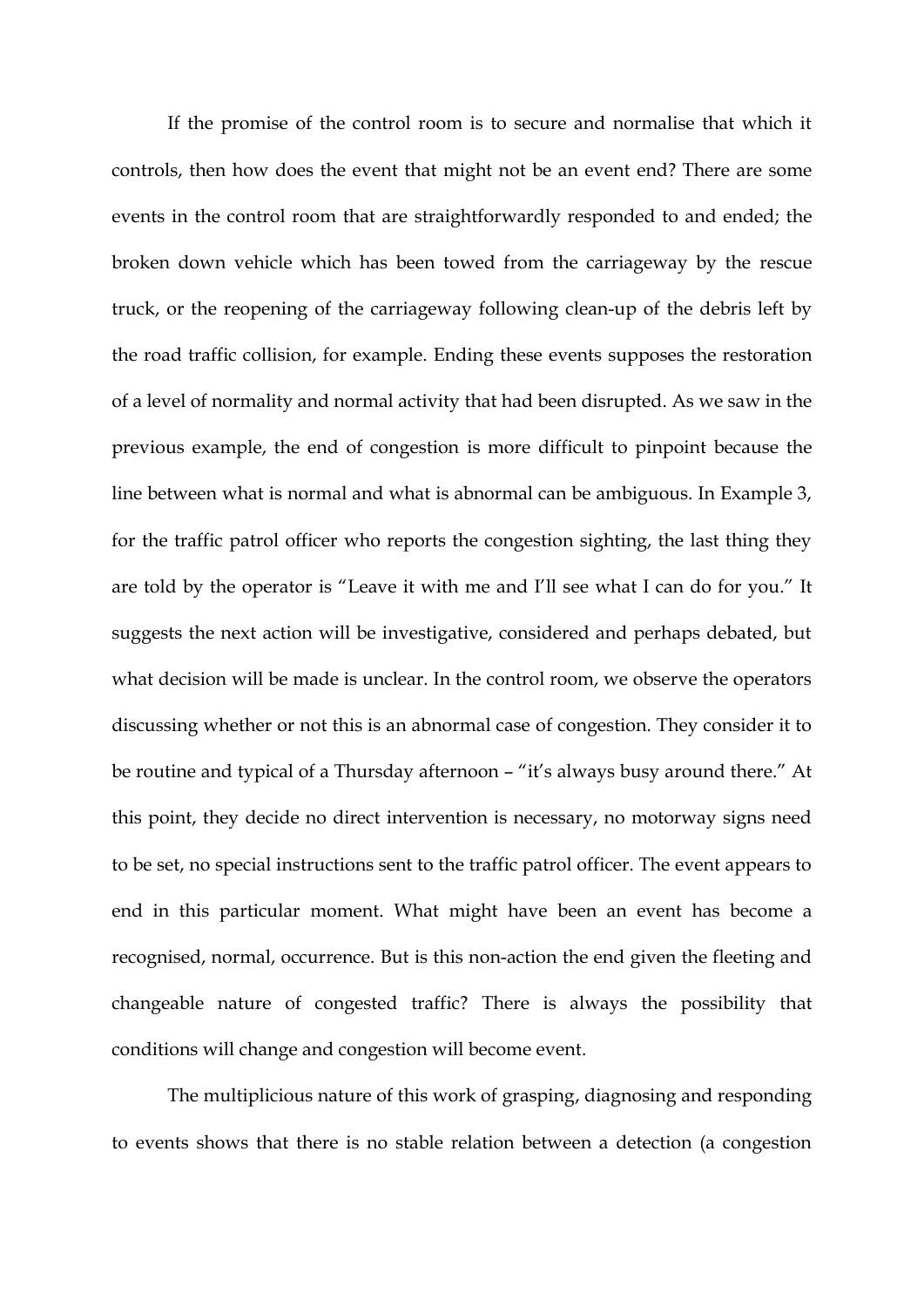If the promise of the control room is to secure and normalise that which it controls, then how does the event that might not be an event end? There are some events in the control room that are straightforwardly responded to and ended; the broken down vehicle which has been towed from the carriageway by the rescue truck, or the reopening of the carriageway following clean-up of the debris left by the road traffic collision, for example. Ending these events supposes the restoration of a level of normality and normal activity that had been disrupted. As we saw in the previous example, the end of congestion is more difficult to pinpoint because the line between what is normal and what is abnormal can be ambiguous. In Example 3, for the traffic patrol officer who reports the congestion sighting, the last thing they are told by the operator is "Leave it with me and I'll see what I can do for you." It suggests the next action will be investigative, considered and perhaps debated, but what decision will be made is unclear. In the control room, we observe the operators discussing whether or not this is an abnormal case of congestion. They consider it to be routine and typical of a Thursday afternoon – "it's always busy around there." At this point, they decide no direct intervention is necessary, no motorway signs need to be set, no special instructions sent to the traffic patrol officer. The event appears to end in this particular moment. What might have been an event has become a recognised, normal, occurrence. But is this non-action the end given the fleeting and changeable nature of congested traffic? There is always the possibility that conditions will change and congestion will become event.

The multiplicious nature of this work of grasping, diagnosing and responding to events shows that there is no stable relation between a detection (a congestion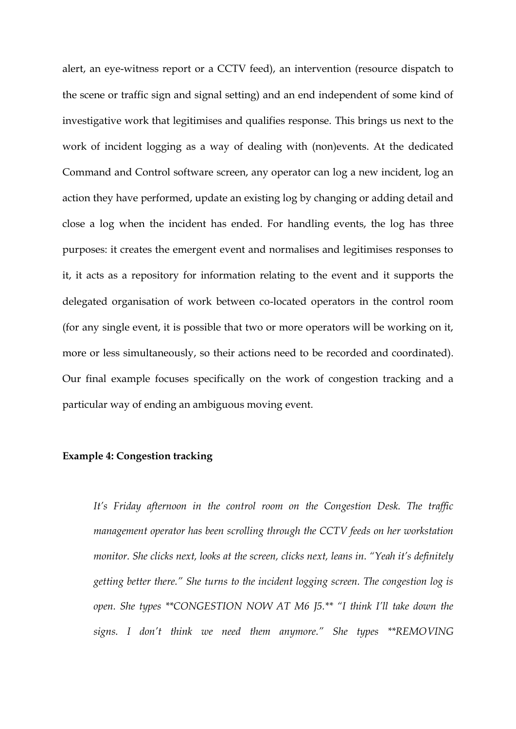alert, an eye-witness report or a CCTV feed), an intervention (resource dispatch to the scene or traffic sign and signal setting) and an end independent of some kind of investigative work that legitimises and qualifies response. This brings us next to the work of incident logging as a way of dealing with (non)events. At the dedicated Command and Control software screen, any operator can log a new incident, log an action they have performed, update an existing log by changing or adding detail and close a log when the incident has ended. For handling events, the log has three purposes: it creates the emergent event and normalises and legitimises responses to it, it acts as a repository for information relating to the event and it supports the delegated organisation of work between co-located operators in the control room (for any single event, it is possible that two or more operators will be working on it, more or less simultaneously, so their actions need to be recorded and coordinated). Our final example focuses specifically on the work of congestion tracking and a particular way of ending an ambiguous moving event.

**Example 4: Congestion tracking**

> *It's Friday afternoon in the control room on the Congestion Desk. The traffic management operator has been scrolling through the CCTV feeds on her workstation monitor. She clicks next, looks at the screen, clicks next, leans in. "Yeah it's definitely getting better there." She turns to the incident logging screen. The congestion log is open. She types **CONGESTION NOW AT M6 J5.** "I think I'll take down the signs. I don't think we need them anymore." She types **REMOVING*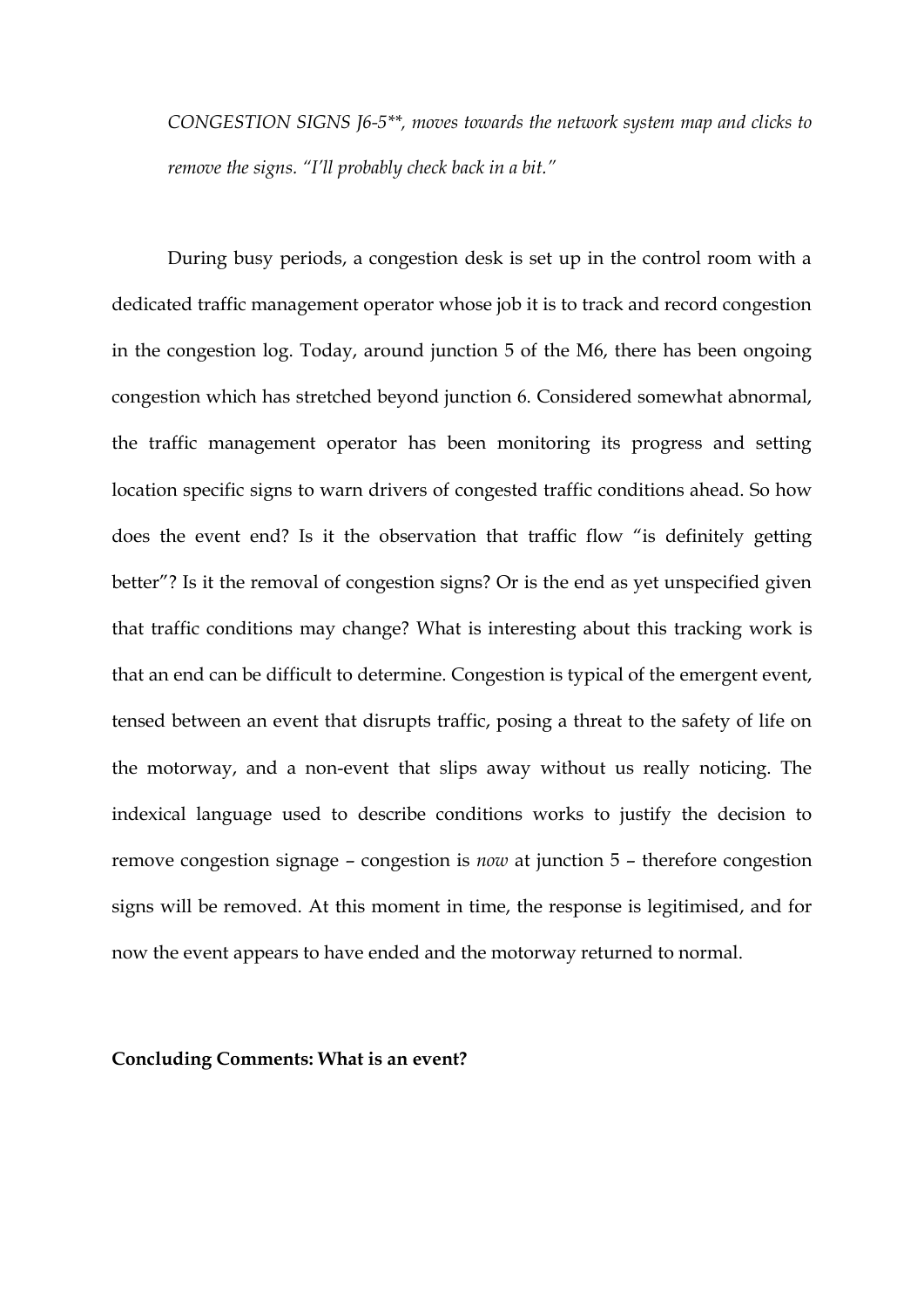*CONGESTION SIGNS J6-5**, moves towards the network system map and clicks to remove the signs. "I'll probably check back in a bit."*

During busy periods, a congestion desk is set up in the control room with a dedicated traffic management operator whose job it is to track and record congestion in the congestion log. Today, around junction 5 of the M6, there has been ongoing congestion which has stretched beyond junction 6. Considered somewhat abnormal, the traffic management operator has been monitoring its progress and setting location specific signs to warn drivers of congested traffic conditions ahead. So how does the event end? Is it the observation that traffic flow "is definitely getting better"? Is it the removal of congestion signs? Or is the end as yet unspecified given that traffic conditions may change? What is interesting about this tracking work is that an end can be difficult to determine. Congestion is typical of the emergent event, tensed between an event that disrupts traffic, posing a threat to the safety of life on the motorway, and a non-event that slips away without us really noticing. The indexical language used to describe conditions works to justify the decision to remove congestion signage – congestion is *now* at junction 5 – therefore congestion signs will be removed. At this moment in time, the response is legitimised, and for now the event appears to have ended and the motorway returned to normal.

**Concluding Comments: What is an event?**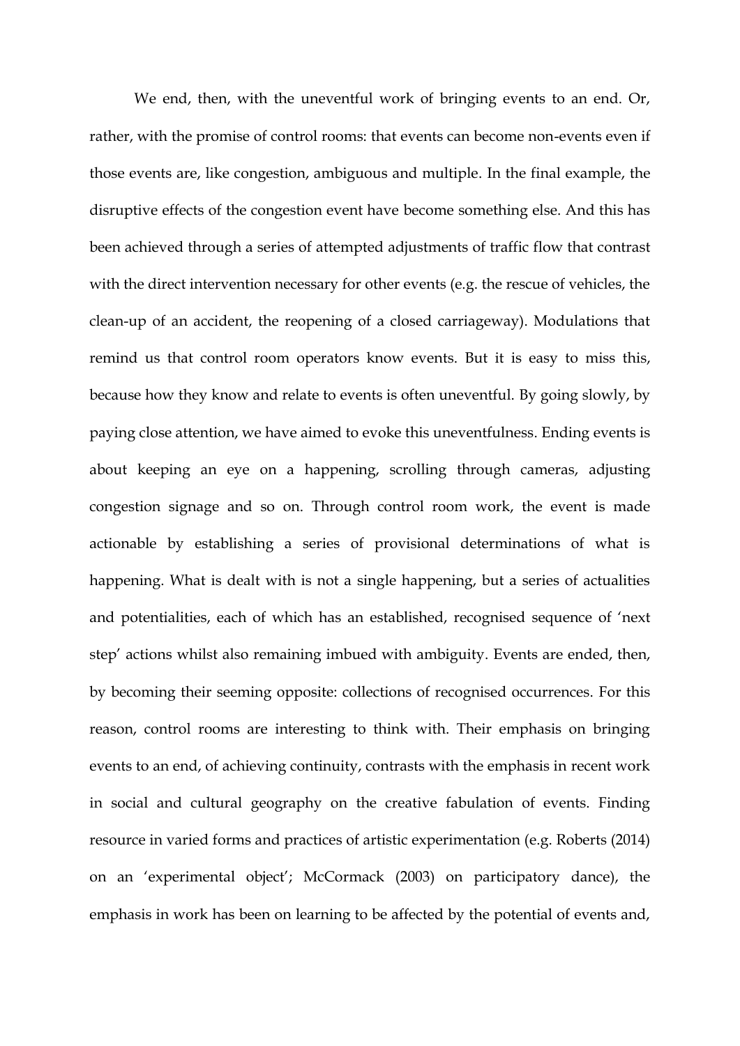We end, then, with the uneventful work of bringing events to an end. Or, rather, with the promise of control rooms: that events can become non-events even if those events are, like congestion, ambiguous and multiple. In the final example, the disruptive effects of the congestion event have become something else. And this has been achieved through a series of attempted adjustments of traffic flow that contrast with the direct intervention necessary for other events (e.g. the rescue of vehicles, the clean-up of an accident, the reopening of a closed carriageway). Modulations that remind us that control room operators know events. But it is easy to miss this, because how they know and relate to events is often uneventful. By going slowly, by paying close attention, we have aimed to evoke this uneventfulness. Ending events is about keeping an eye on a happening, scrolling through cameras, adjusting congestion signage and so on. Through control room work, the event is made actionable by establishing a series of provisional determinations of what is happening. What is dealt with is not a single happening, but a series of actualities and potentialities, each of which has an established, recognised sequence of 'next step' actions whilst also remaining imbued with ambiguity. Events are ended, then, by becoming their seeming opposite: collections of recognised occurrences. For this reason, control rooms are interesting to think with. Their emphasis on bringing events to an end, of achieving continuity, contrasts with the emphasis in recent work in social and cultural geography on the creative fabulation of events. Finding resource in varied forms and practices of artistic experimentation (e.g. Roberts (2014) on an 'experimental object'; McCormack (2003) on participatory dance), the emphasis in work has been on learning to be affected by the potential of events and,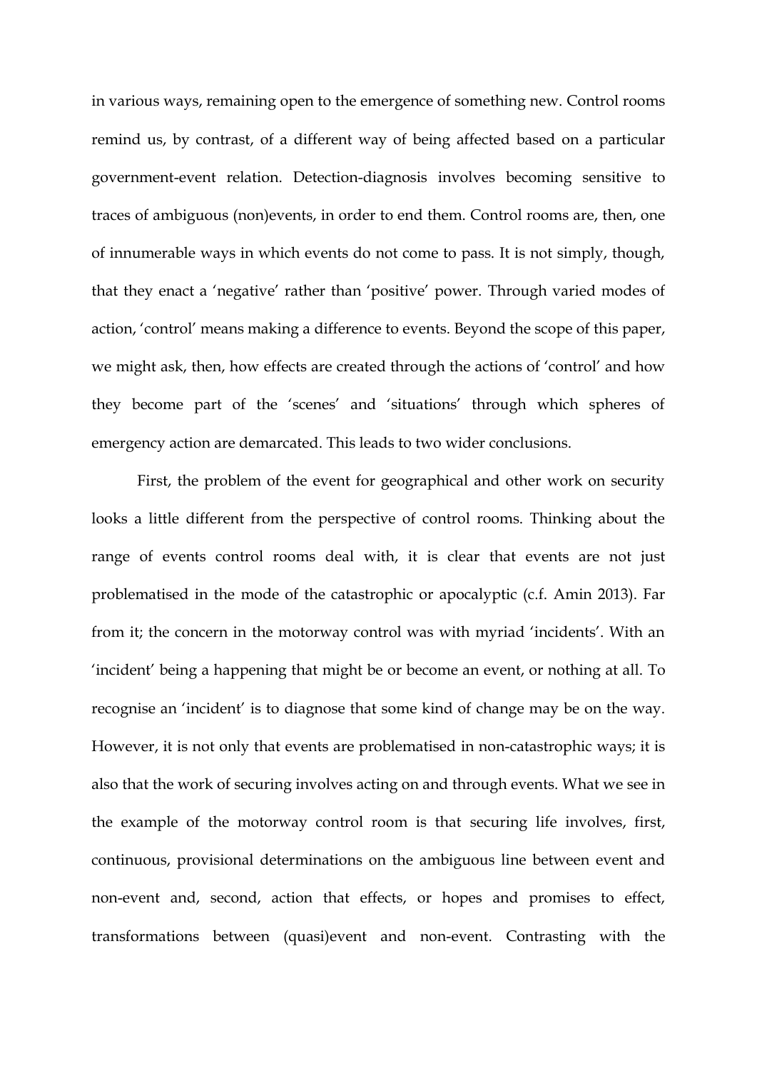in various ways, remaining open to the emergence of something new. Control rooms remind us, by contrast, of a different way of being affected based on a particular government-event relation. Detection-diagnosis involves becoming sensitive to traces of ambiguous (non)events, in order to end them. Control rooms are, then, one of innumerable ways in which events do not come to pass. It is not simply, though, that they enact a 'negative' rather than 'positive' power. Through varied modes of action, 'control' means making a difference to events. Beyond the scope of this paper, we might ask, then, how effects are created through the actions of 'control' and how they become part of the 'scenes' and 'situations' through which spheres of emergency action are demarcated. This leads to two wider conclusions.

First, the problem of the event for geographical and other work on security looks a little different from the perspective of control rooms. Thinking about the range of events control rooms deal with, it is clear that events are not just problematised in the mode of the catastrophic or apocalyptic (c.f. Amin 2013). Far from it; the concern in the motorway control was with myriad 'incidents'. With an 'incident' being a happening that might be or become an event, or nothing at all. To recognise an 'incident' is to diagnose that some kind of change may be on the way. However, it is not only that events are problematised in non-catastrophic ways; it is also that the work of securing involves acting on and through events. What we see in the example of the motorway control room is that securing life involves, first, continuous, provisional determinations on the ambiguous line between event and non-event and, second, action that effects, or hopes and promises to effect, transformations between (quasi)event and non-event. Contrasting with the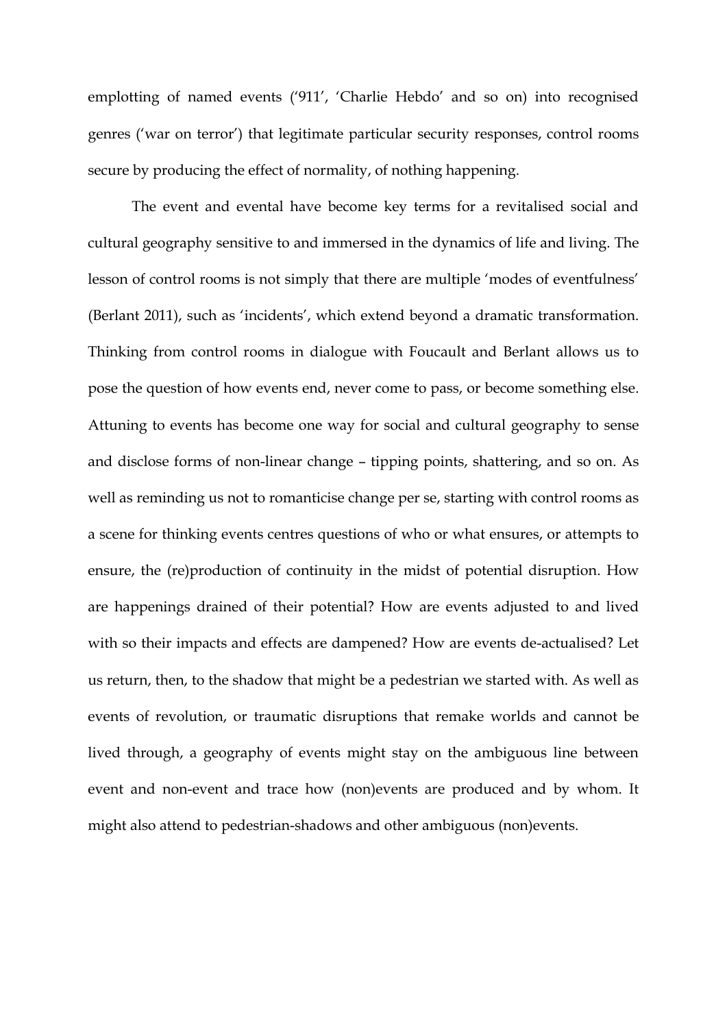emplotting of named events ('911', 'Charlie Hebdo' and so on) into recognised genres ('war on terror') that legitimate particular security responses, control rooms secure by producing the effect of normality, of nothing happening.

The event and evental have become key terms for a revitalised social and cultural geography sensitive to and immersed in the dynamics of life and living. The lesson of control rooms is not simply that there are multiple 'modes of eventfulness' (Berlant 2011), such as 'incidents', which extend beyond a dramatic transformation. Thinking from control rooms in dialogue with Foucault and Berlant allows us to pose the question of how events end, never come to pass, or become something else. Attuning to events has become one way for social and cultural geography to sense and disclose forms of non-linear change – tipping points, shattering, and so on. As well as reminding us not to romanticise change per se, starting with control rooms as a scene for thinking events centres questions of who or what ensures, or attempts to ensure, the (re)production of continuity in the midst of potential disruption. How are happenings drained of their potential? How are events adjusted to and lived with so their impacts and effects are dampened? How are events de-actualised? Let us return, then, to the shadow that might be a pedestrian we started with. As well as events of revolution, or traumatic disruptions that remake worlds and cannot be lived through, a geography of events might stay on the ambiguous line between event and non-event and trace how (non)events are produced and by whom. It might also attend to pedestrian-shadows and other ambiguous (non)events.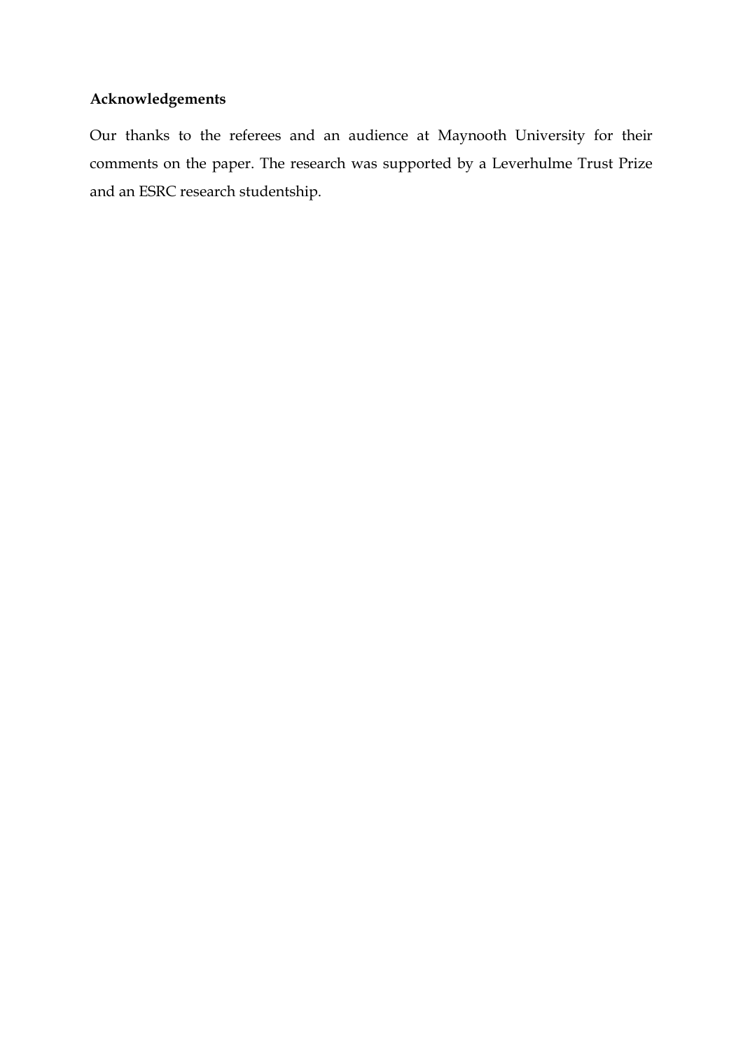## Acknowledgements

Our thanks to the referees and an audience at Maynooth University for their comments on the paper. The research was supported by a Leverhulme Trust Prize and an ESRC research studentship.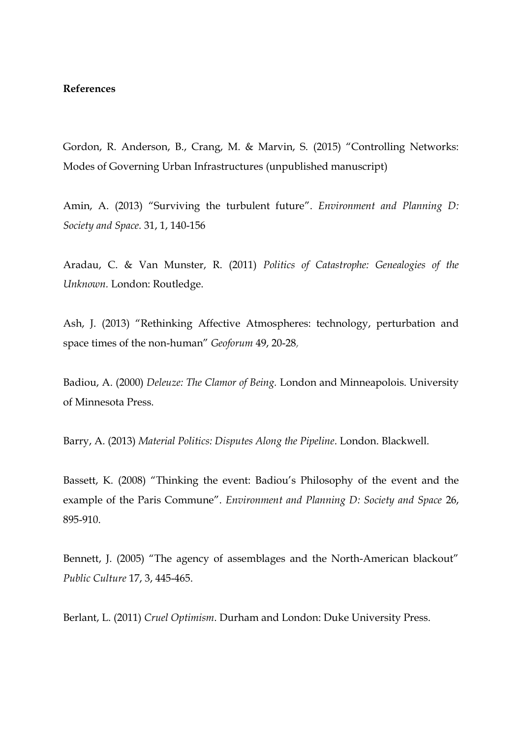**References**

Gordon, R. Anderson, B., Crang, M. & Marvin, S. (2015) "Controlling Networks: Modes of Governing Urban Infrastructures (unpublished manuscript)

Amin, A. (2013) "Surviving the turbulent future". *Environment and Planning D: Society and Space.* 31, 1, 140-156

Aradau, C. & Van Munster, R. (2011) *Politics of Catastrophe: Genealogies of the Unknown.* London: Routledge.

Ash, J. (2013) "Rethinking Affective Atmospheres: technology, perturbation and space times of the non-human" *Geoforum* 49, 20-28,

Badiou, A. (2000) *Deleuze: The Clamor of Being.* London and Minneapolois. University of Minnesota Press.

Barry, A. (2013) *Material Politics: Disputes Along the Pipeline*. London. Blackwell.

Bassett, K. (2008) "Thinking the event: Badiou's Philosophy of the event and the example of the Paris Commune". *Environment and Planning D: Society and Space* 26, 895-910.

Bennett, J. (2005) "The agency of assemblages and the North-American blackout" *Public Culture* 17, 3, 445-465.

Berlant, L. (2011) *Cruel Optimism*. Durham and London: Duke University Press.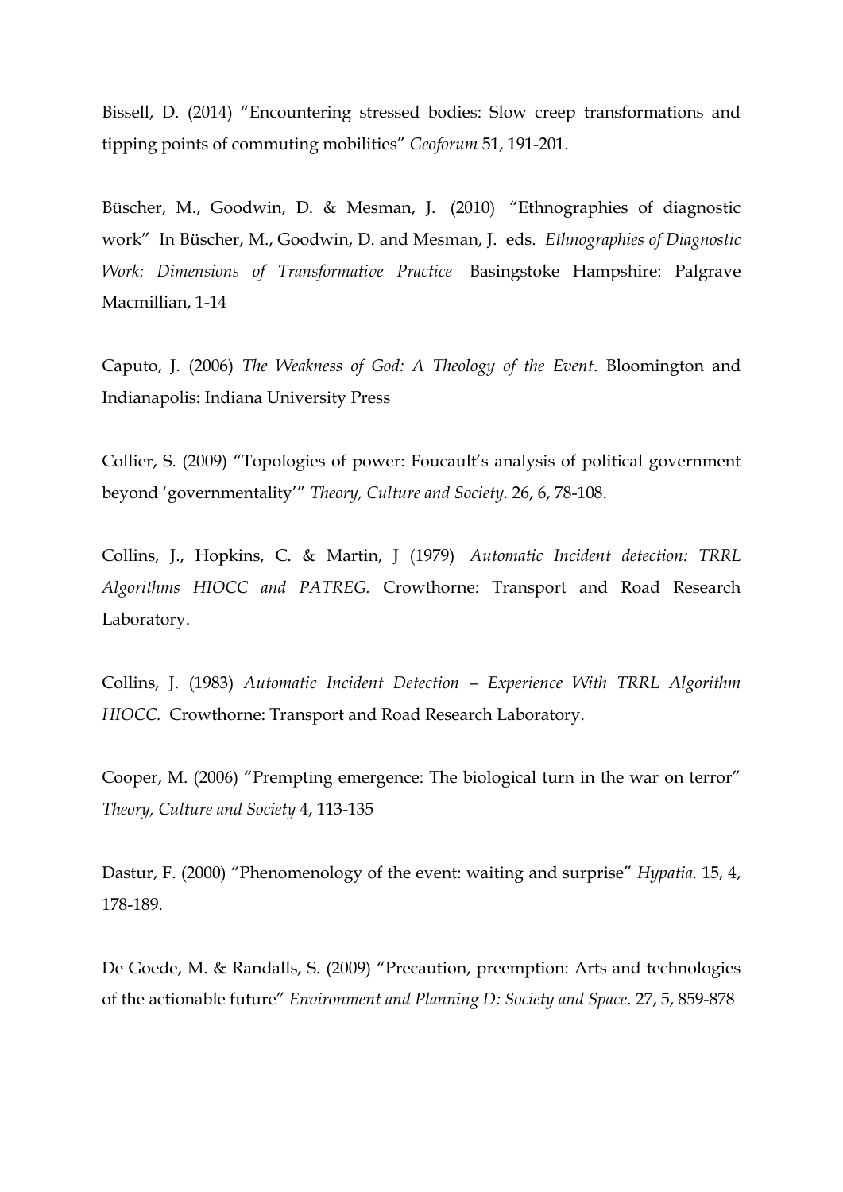Bissell, D. (2014) “Encountering stressed bodies: Slow creep transformations and tipping points of commuting mobilities” *Geoforum* 51, 191-201.

Büscher, M., Goodwin, D. & Mesman, J. (2010) “Ethnographies of diagnostic work” In Büscher, M., Goodwin, D. and Mesman, J. eds. *Ethnographies of Diagnostic Work: Dimensions of Transformative Practice* Basingstoke Hampshire: Palgrave Macmillian, 1-14

Caputo, J. (2006) *The Weakness of God: A Theology of the Event*. Bloomington and Indianapolis: Indiana University Press

Collier, S. (2009) “Topologies of power: Foucault’s analysis of political government beyond ‘governmentality’” *Theory, Culture and Society.* 26, 6, 78-108.

Collins, J., Hopkins, C. & Martin, J (1979) *Automatic Incident detection: TRRL Algorithms HIOCC and PATREG.* Crowthorne: Transport and Road Research Laboratory.

Collins, J. (1983) *Automatic Incident Detection – Experience With TRRL Algorithm HIOCC.* Crowthorne: Transport and Road Research Laboratory.

Cooper, M. (2006) “Prempting emergence: The biological turn in the war on terror” *Theory, Culture and Society* 4, 113-135

Dastur, F. (2000) “Phenomenology of the event: waiting and surprise” *Hypatia.* 15, 4, 178-189.

De Goede, M. & Randalls, S. (2009) “Precaution, preemption: Arts and technologies of the actionable future” *Environment and Planning D: Society and Space*. 27, 5, 859-878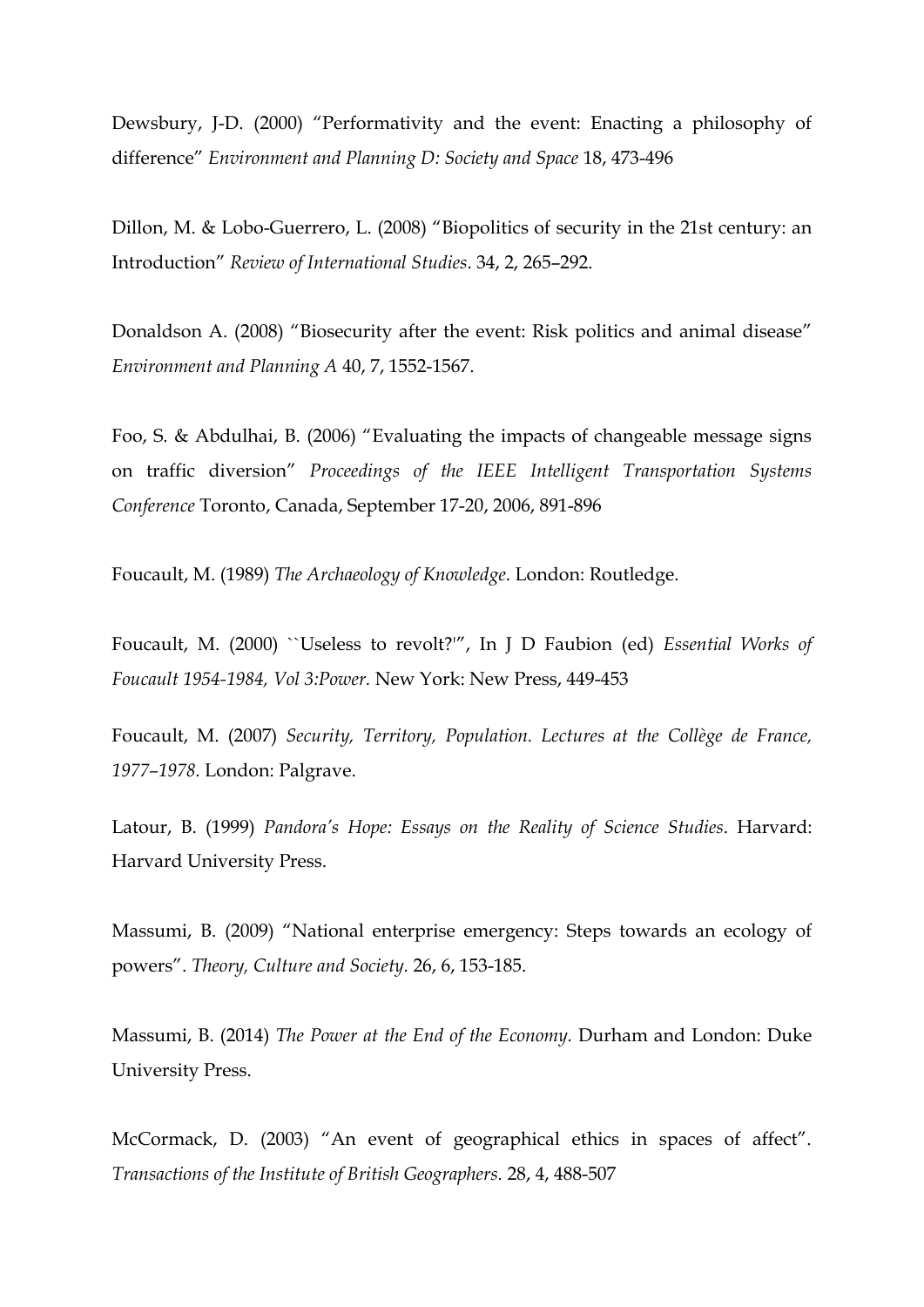Dewsbury, J-D. (2000) “Performativity and the event: Enacting a philosophy of difference” *Environment and Planning D: Society and Space* 18, 473-496

Dillon, M. & Lobo-Guerrero, L. (2008) “Biopolitics of security in the 21st century: an Introduction” *Review of International Studies*. 34, 2, 265–292.

Donaldson A. (2008) “Biosecurity after the event: Risk politics and animal disease” *Environment and Planning A* 40, 7, 1552-1567.

Foo, S. & Abdulhai, B. (2006) “Evaluating the impacts of changeable message signs on traffic diversion” *Proceedings of the IEEE Intelligent Transportation Systems Conference* Toronto, Canada, September 17-20, 2006, 891-896

Foucault, M. (1989) *The Archaeology of Knowledge*. London: Routledge.

Foucault, M. (2000) ``Useless to revolt?'”, In J D Faubion (ed) *Essential Works of Foucault 1954-1984, Vol 3:Power.* New York: New Press, 449-453

Foucault, M. (2007) *Security, Territory, Population. Lectures at the Collège de France, 1977–1978.* London: Palgrave.

Latour, B. (1999) *Pandora's Hope: Essays on the Reality of Science Studies*. Harvard: Harvard University Press.

Massumi, B. (2009) “National enterprise emergency: Steps towards an ecology of powers”. *Theory, Culture and Society.* 26, 6, 153-185.

Massumi, B. (2014) *The Power at the End of the Economy.* Durham and London: Duke University Press.

McCormack, D. (2003) “An event of geographical ethics in spaces of affect”. *Transactions of the Institute of British Geographers.* 28, 4, 488-507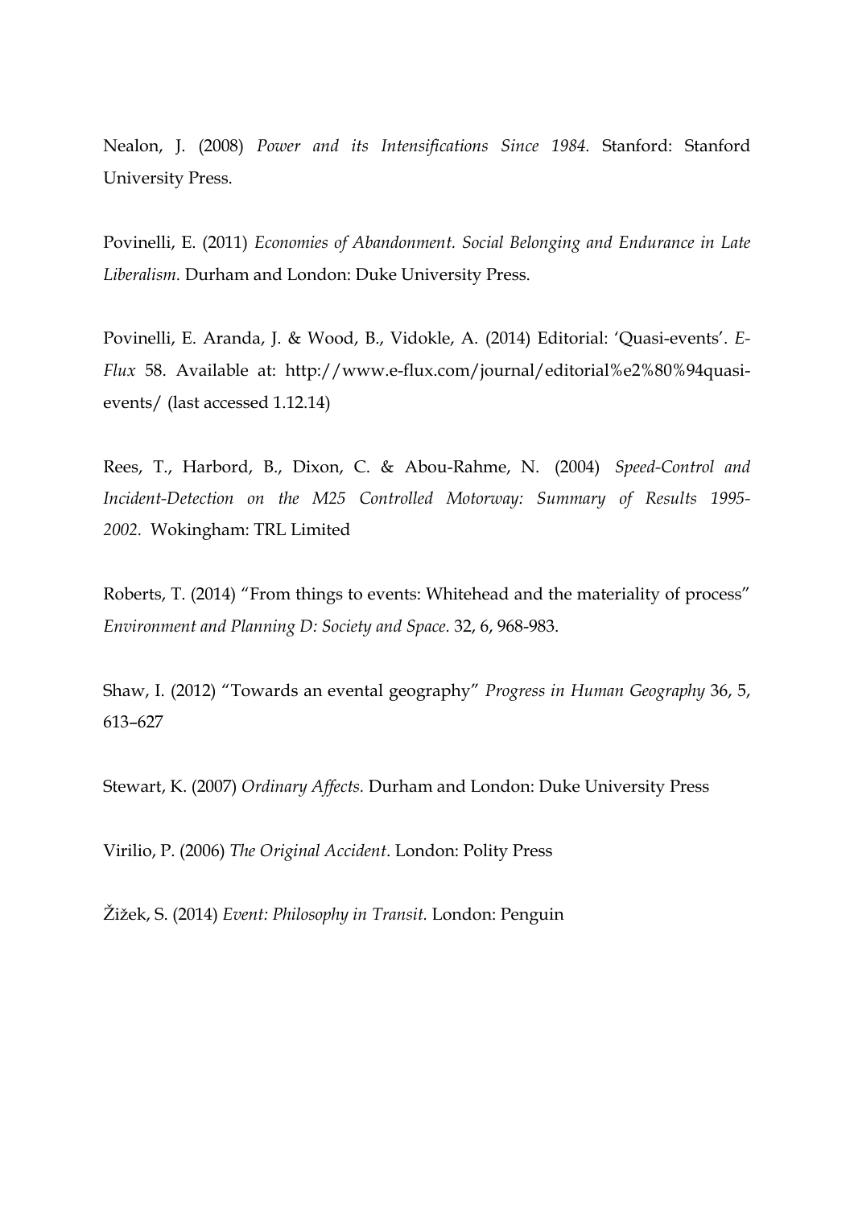Nealon, J. (2008) *Power and its Intensifications Since 1984.* Stanford: Stanford University Press.

Povinelli, E. (2011) *Economies of Abandonment. Social Belonging and Endurance in Late Liberalism.* Durham and London: Duke University Press.

Povinelli, E. Aranda, J. & Wood, B., Vidokle, A. (2014) Editorial: 'Quasi-events'. *E-Flux* 58. Available at: http://www.e-flux.com/journal/editorial%e2%80%94quasi-events/ (last accessed 1.12.14)

Rees, T., Harbord, B., Dixon, C. & Abou-Rahme, N. (2004) *Speed-Control and Incident-Detection on the M25 Controlled Motorway: Summary of Results 1995-2002.* Wokingham: TRL Limited

Roberts, T. (2014) "From things to events: Whitehead and the materiality of process" *Environment and Planning D: Society and Space.* 32, 6, 968-983.

Shaw, I. (2012) "Towards an evental geography" *Progress in Human Geography* 36, 5, 613–627

Stewart, K. (2007) *Ordinary Affects.* Durham and London: Duke University Press

Virilio, P. (2006) *The Original Accident*. London: Polity Press

Žižek, S. (2014) *Event: Philosophy in Transit.* London: Penguin